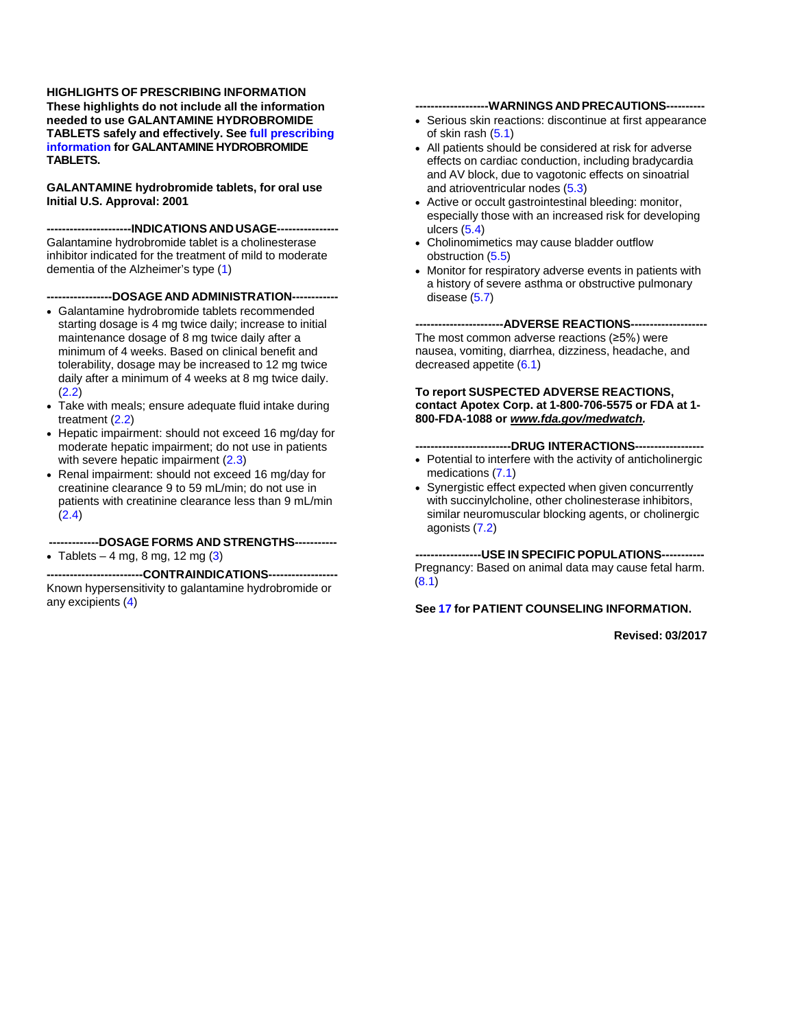**HIGHLIGHTS OF PRESCRIBING INFORMATION**
**These highlights do not include all the information needed to use GALANTAMINE HYDROBROMIDE TABLETS safely and effectively. See full prescribing information for GALANTAMINE HYDROBROMIDE TABLETS.**

**GALANTAMINE hydrobromide tablets, for oral use**
**Initial U.S. Approval: 2001**

## INDICATIONS AND USAGE

Galantamine hydrobromide tablet is a cholinesterase inhibitor indicated for the treatment of mild to moderate dementia of the Alzheimer's type (1)

## DOSAGE AND ADMINISTRATION

- Galantamine hydrobromide tablets recommended starting dosage is 4 mg twice daily; increase to initial maintenance dosage of 8 mg twice daily after a minimum of 4 weeks. Based on clinical benefit and tolerability, dosage may be increased to 12 mg twice daily after a minimum of 4 weeks at 8 mg twice daily. (2.2)
- Take with meals; ensure adequate fluid intake during treatment (2.2)
- Hepatic impairment: should not exceed 16 mg/day for moderate hepatic impairment; do not use in patients with severe hepatic impairment (2.3)
- Renal impairment: should not exceed 16 mg/day for creatinine clearance 9 to 59 mL/min; do not use in patients with creatinine clearance less than 9 mL/min (2.4)

## DOSAGE FORMS AND STRENGTHS

- Tablets – 4 mg, 8 mg, 12 mg (3)

## CONTRAINDICATIONS

Known hypersensitivity to galantamine hydrobromide or any excipients (4)

## WARNINGS AND PRECAUTIONS

- Serious skin reactions: discontinue at first appearance of skin rash (5.1)
- All patients should be considered at risk for adverse effects on cardiac conduction, including bradycardia and AV block, due to vagotonic effects on sinoatrial and atrioventricular nodes (5.3)
- Active or occult gastrointestinal bleeding: monitor, especially those with an increased risk for developing ulcers (5.4)
- Cholinomimetics may cause bladder outflow obstruction (5.5)
- Monitor for respiratory adverse events in patients with a history of severe asthma or obstructive pulmonary disease (5.7)

## ADVERSE REACTIONS

The most common adverse reactions (≥5%) were nausea, vomiting, diarrhea, dizziness, headache, and decreased appetite (6.1)

**To report SUSPECTED ADVERSE REACTIONS, contact Apotex Corp. at 1-800-706-5575 or FDA at 1-800-FDA-1088 or *www.fda.gov/medwatch*.**

## DRUG INTERACTIONS

- Potential to interfere with the activity of anticholinergic medications (7.1)
- Synergistic effect expected when given concurrently with succinylcholine, other cholinesterase inhibitors, similar neuromuscular blocking agents, or cholinergic agonists (7.2)

## USE IN SPECIFIC POPULATIONS

Pregnancy: Based on animal data may cause fetal harm. (8.1)

**See 17 for PATIENT COUNSELING INFORMATION.**

**Revised: 03/2017**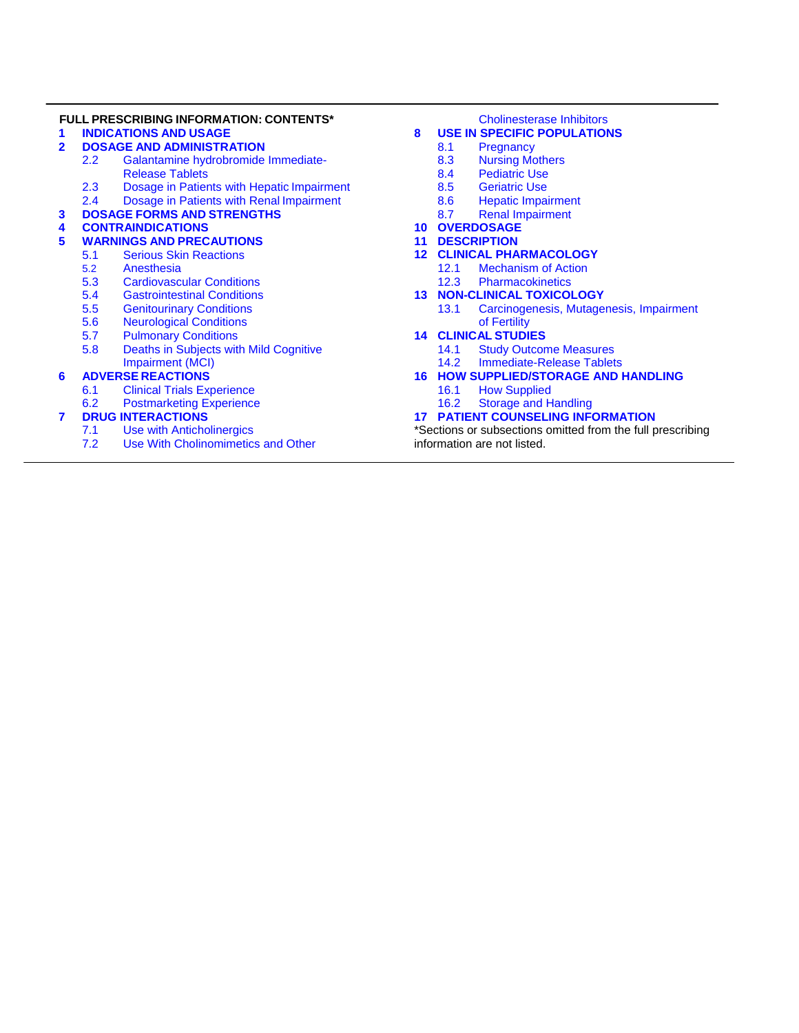**FULL PRESCRIBING INFORMATION: CONTENTS***

**1 INDICATIONS AND USAGE**

**2 DOSAGE AND ADMINISTRATION**
- 2.2 Galantamine hydrobromide Immediate-Release Tablets
- 2.3 Dosage in Patients with Hepatic Impairment
- 2.4 Dosage in Patients with Renal Impairment

**3 DOSAGE FORMS AND STRENGTHS**

**4 CONTRAINDICATIONS**

**5 WARNINGS AND PRECAUTIONS**
- 5.1 Serious Skin Reactions
- 5.2 Anesthesia
- 5.3 Cardiovascular Conditions
- 5.4 Gastrointestinal Conditions
- 5.5 Genitourinary Conditions
- 5.6 Neurological Conditions
- 5.7 Pulmonary Conditions
- 5.8 Deaths in Subjects with Mild Cognitive Impairment (MCI)

**6 ADVERSE REACTIONS**
- 6.1 Clinical Trials Experience
- 6.2 Postmarketing Experience

**7 DRUG INTERACTIONS**
- 7.1 Use with Anticholinergics
- 7.2 Use With Cholinomimetics and Other Cholinesterase Inhibitors

**8 USE IN SPECIFIC POPULATIONS**
- 8.1 Pregnancy
- 8.3 Nursing Mothers
- 8.4 Pediatric Use
- 8.5 Geriatric Use
- 8.6 Hepatic Impairment
- 8.7 Renal Impairment

**10 OVERDOSAGE**

**11 DESCRIPTION**

**12 CLINICAL PHARMACOLOGY**
- 12.1 Mechanism of Action
- 12.3 Pharmacokinetics

**13 NON-CLINICAL TOXICOLOGY**
- 13.1 Carcinogenesis, Mutagenesis, Impairment of Fertility

**14 CLINICAL STUDIES**
- 14.1 Study Outcome Measures
- 14.2 Immediate-Release Tablets

**16 HOW SUPPLIED/STORAGE AND HANDLING**
- 16.1 How Supplied
- 16.2 Storage and Handling

**17 PATIENT COUNSELING INFORMATION**

*Sections or subsections omitted from the full prescribing information are not listed.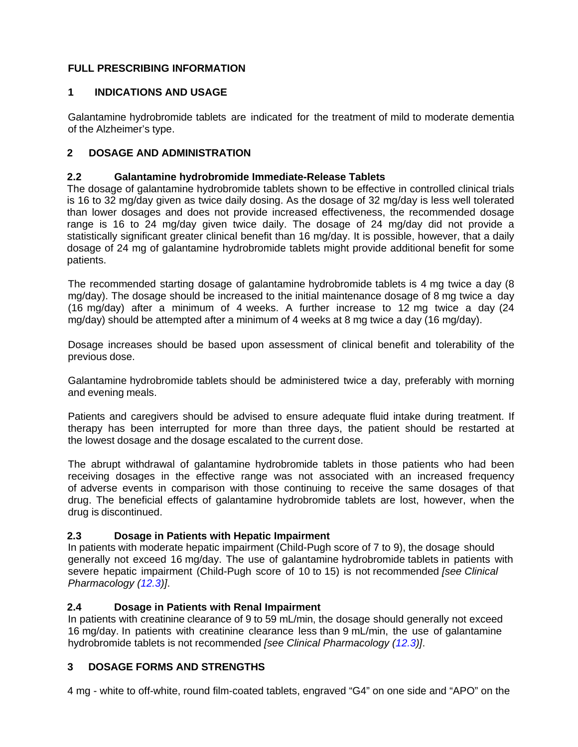# FULL PRESCRIBING INFORMATION

## 1 INDICATIONS AND USAGE

Galantamine hydrobromide tablets are indicated for the treatment of mild to moderate dementia of the Alzheimer's type.

## 2 DOSAGE AND ADMINISTRATION

### 2.2 Galantamine hydrobromide Immediate-Release Tablets

The dosage of galantamine hydrobromide tablets shown to be effective in controlled clinical trials is 16 to 32 mg/day given as twice daily dosing. As the dosage of 32 mg/day is less well tolerated than lower dosages and does not provide increased effectiveness, the recommended dosage range is 16 to 24 mg/day given twice daily. The dosage of 24 mg/day did not provide a statistically significant greater clinical benefit than 16 mg/day. It is possible, however, that a daily dosage of 24 mg of galantamine hydrobromide tablets might provide additional benefit for some patients.

The recommended starting dosage of galantamine hydrobromide tablets is 4 mg twice a day (8 mg/day). The dosage should be increased to the initial maintenance dosage of 8 mg twice a day (16 mg/day) after a minimum of 4 weeks. A further increase to 12 mg twice a day (24 mg/day) should be attempted after a minimum of 4 weeks at 8 mg twice a day (16 mg/day).

Dosage increases should be based upon assessment of clinical benefit and tolerability of the previous dose.

Galantamine hydrobromide tablets should be administered twice a day, preferably with morning and evening meals.

Patients and caregivers should be advised to ensure adequate fluid intake during treatment. If therapy has been interrupted for more than three days, the patient should be restarted at the lowest dosage and the dosage escalated to the current dose.

The abrupt withdrawal of galantamine hydrobromide tablets in those patients who had been receiving dosages in the effective range was not associated with an increased frequency of adverse events in comparison with those continuing to receive the same dosages of that drug. The beneficial effects of galantamine hydrobromide tablets are lost, however, when the drug is discontinued.

### 2.3 Dosage in Patients with Hepatic Impairment

In patients with moderate hepatic impairment (Child-Pugh score of 7 to 9), the dosage should generally not exceed 16 mg/day. The use of galantamine hydrobromide tablets in patients with severe hepatic impairment (Child-Pugh score of 10 to 15) is not recommended *[see Clinical Pharmacology (12.3)]*.

### 2.4 Dosage in Patients with Renal Impairment

In patients with creatinine clearance of 9 to 59 mL/min, the dosage should generally not exceed 16 mg/day. In patients with creatinine clearance less than 9 mL/min, the use of galantamine hydrobromide tablets is not recommended *[see Clinical Pharmacology (12.3)]*.

## 3 DOSAGE FORMS AND STRENGTHS

4 mg - white to off-white, round film-coated tablets, engraved "G4" on one side and "APO" on the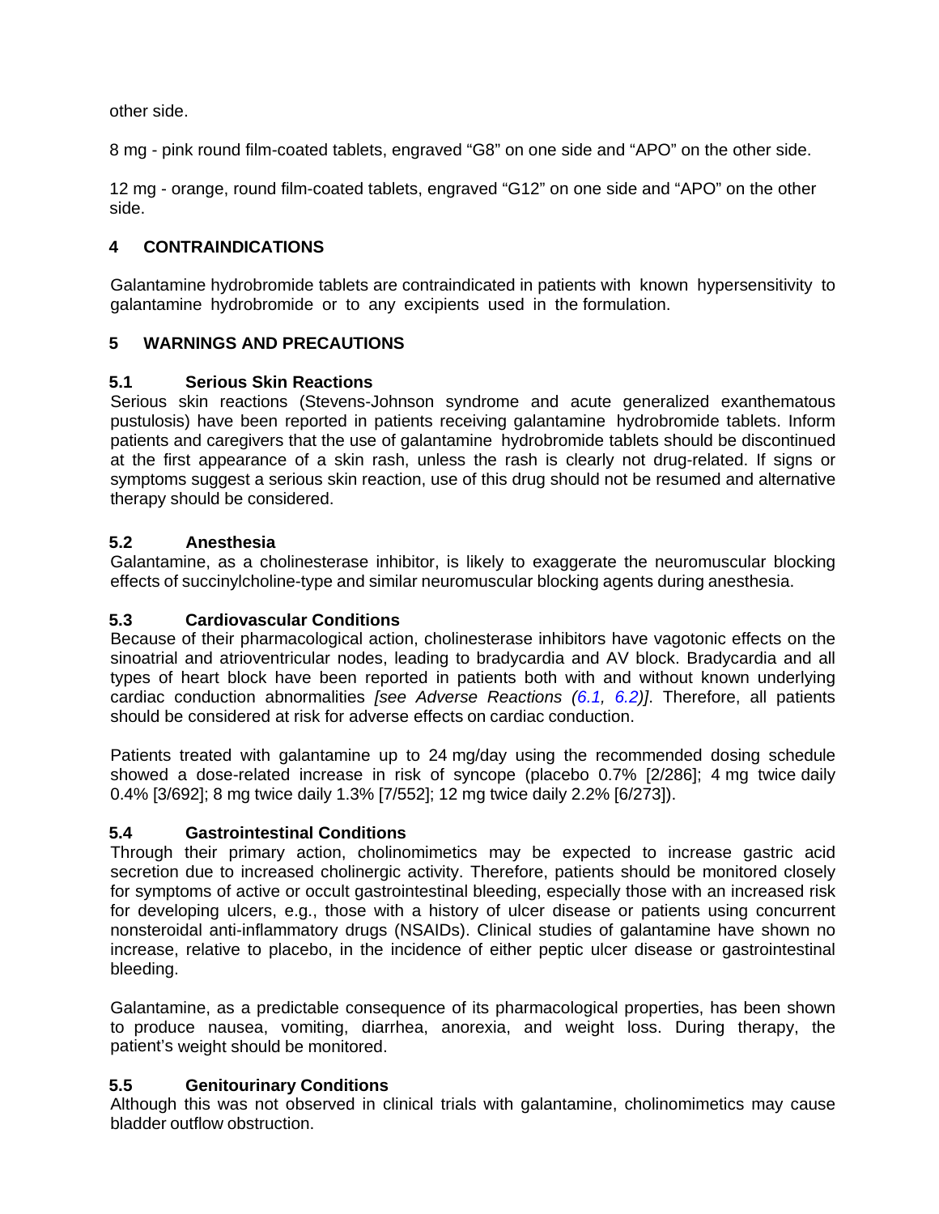other side.

8 mg - pink round film-coated tablets, engraved “G8” on one side and “APO” on the other side.

12 mg - orange, round film-coated tablets, engraved “G12” on one side and “APO” on the other side.

## 4 CONTRAINDICATIONS

Galantamine hydrobromide tablets are contraindicated in patients with known hypersensitivity to galantamine hydrobromide or to any excipients used in the formulation.

## 5 WARNINGS AND PRECAUTIONS

### 5.1 Serious Skin Reactions

Serious skin reactions (Stevens-Johnson syndrome and acute generalized exanthematous pustulosis) have been reported in patients receiving galantamine hydrobromide tablets. Inform patients and caregivers that the use of galantamine hydrobromide tablets should be discontinued at the first appearance of a skin rash, unless the rash is clearly not drug-related. If signs or symptoms suggest a serious skin reaction, use of this drug should not be resumed and alternative therapy should be considered.

### 5.2 Anesthesia

Galantamine, as a cholinesterase inhibitor, is likely to exaggerate the neuromuscular blocking effects of succinylcholine-type and similar neuromuscular blocking agents during anesthesia.

### 5.3 Cardiovascular Conditions

Because of their pharmacological action, cholinesterase inhibitors have vagotonic effects on the sinoatrial and atrioventricular nodes, leading to bradycardia and AV block. Bradycardia and all types of heart block have been reported in patients both with and without known underlying cardiac conduction abnormalities *[see Adverse Reactions (6.1, 6.2)]*. Therefore, all patients should be considered at risk for adverse effects on cardiac conduction.

Patients treated with galantamine up to 24 mg/day using the recommended dosing schedule showed a dose-related increase in risk of syncope (placebo 0.7% [2/286]; 4 mg twice daily 0.4% [3/692]; 8 mg twice daily 1.3% [7/552]; 12 mg twice daily 2.2% [6/273]).

### 5.4 Gastrointestinal Conditions

Through their primary action, cholinomimetics may be expected to increase gastric acid secretion due to increased cholinergic activity. Therefore, patients should be monitored closely for symptoms of active or occult gastrointestinal bleeding, especially those with an increased risk for developing ulcers, e.g., those with a history of ulcer disease or patients using concurrent nonsteroidal anti-inflammatory drugs (NSAIDs). Clinical studies of galantamine have shown no increase, relative to placebo, in the incidence of either peptic ulcer disease or gastrointestinal bleeding.

Galantamine, as a predictable consequence of its pharmacological properties, has been shown to produce nausea, vomiting, diarrhea, anorexia, and weight loss. During therapy, the patient’s weight should be monitored.

### 5.5 Genitourinary Conditions

Although this was not observed in clinical trials with galantamine, cholinomimetics may cause bladder outflow obstruction.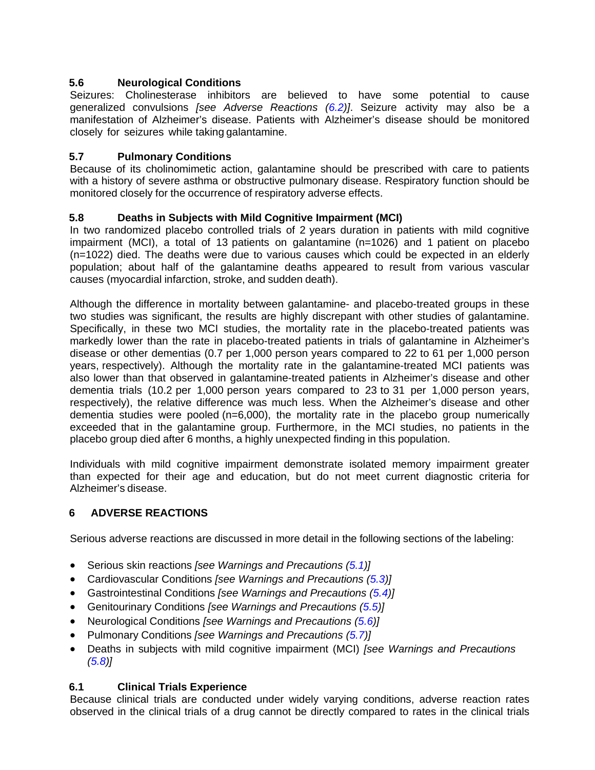### 5.6 Neurological Conditions

Seizures: Cholinesterase inhibitors are believed to have some potential to cause generalized convulsions *[see Adverse Reactions (6.2)]*. Seizure activity may also be a manifestation of Alzheimer's disease. Patients with Alzheimer's disease should be monitored closely for seizures while taking galantamine.

### 5.7 Pulmonary Conditions

Because of its cholinomimetic action, galantamine should be prescribed with care to patients with a history of severe asthma or obstructive pulmonary disease. Respiratory function should be monitored closely for the occurrence of respiratory adverse effects.

### 5.8 Deaths in Subjects with Mild Cognitive Impairment (MCI)

In two randomized placebo controlled trials of 2 years duration in patients with mild cognitive impairment (MCI), a total of 13 patients on galantamine (n=1026) and 1 patient on placebo (n=1022) died. The deaths were due to various causes which could be expected in an elderly population; about half of the galantamine deaths appeared to result from various vascular causes (myocardial infarction, stroke, and sudden death).

Although the difference in mortality between galantamine- and placebo-treated groups in these two studies was significant, the results are highly discrepant with other studies of galantamine. Specifically, in these two MCI studies, the mortality rate in the placebo-treated patients was markedly lower than the rate in placebo-treated patients in trials of galantamine in Alzheimer's disease or other dementias (0.7 per 1,000 person years compared to 22 to 61 per 1,000 person years, respectively). Although the mortality rate in the galantamine-treated MCI patients was also lower than that observed in galantamine-treated patients in Alzheimer's disease and other dementia trials (10.2 per 1,000 person years compared to 23 to 31 per 1,000 person years, respectively), the relative difference was much less. When the Alzheimer's disease and other dementia studies were pooled (n=6,000), the mortality rate in the placebo group numerically exceeded that in the galantamine group. Furthermore, in the MCI studies, no patients in the placebo group died after 6 months, a highly unexpected finding in this population.

Individuals with mild cognitive impairment demonstrate isolated memory impairment greater than expected for their age and education, but do not meet current diagnostic criteria for Alzheimer's disease.

## 6 ADVERSE REACTIONS

Serious adverse reactions are discussed in more detail in the following sections of the labeling:

- Serious skin reactions *[see Warnings and Precautions (5.1)]*
- Cardiovascular Conditions *[see Warnings and Precautions (5.3)]*
- Gastrointestinal Conditions *[see Warnings and Precautions (5.4)]*
- Genitourinary Conditions *[see Warnings and Precautions (5.5)]*
- Neurological Conditions *[see Warnings and Precautions (5.6)]*
- Pulmonary Conditions *[see Warnings and Precautions (5.7)]*
- Deaths in subjects with mild cognitive impairment (MCI) *[see Warnings and Precautions (5.8)]*

### 6.1 Clinical Trials Experience

Because clinical trials are conducted under widely varying conditions, adverse reaction rates observed in the clinical trials of a drug cannot be directly compared to rates in the clinical trials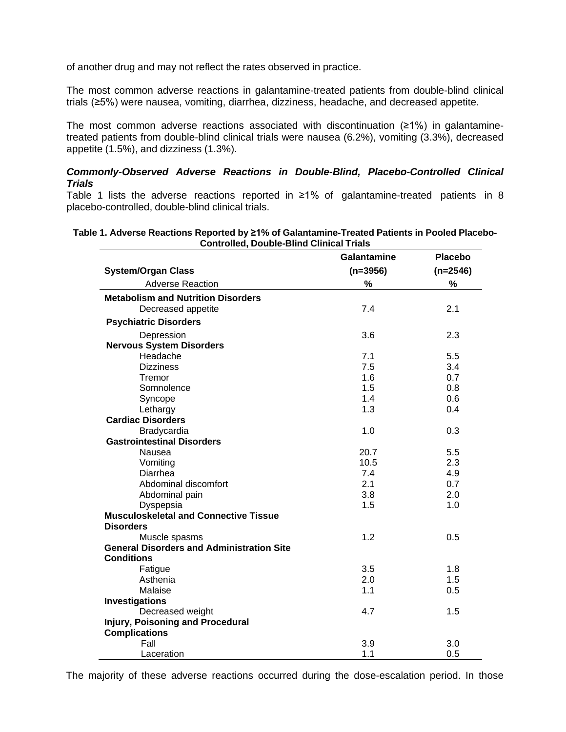of another drug and may not reflect the rates observed in practice.

The most common adverse reactions in galantamine-treated patients from double-blind clinical trials (≥5%) were nausea, vomiting, diarrhea, dizziness, headache, and decreased appetite.

The most common adverse reactions associated with discontinuation (≥1%) in galantamine-treated patients from double-blind clinical trials were nausea (6.2%), vomiting (3.3%), decreased appetite (1.5%), and dizziness (1.3%).

***Commonly-Observed Adverse Reactions in Double-Blind, Placebo-Controlled Clinical Trials***

Table 1 lists the adverse reactions reported in ≥1% of galantamine-treated patients in 8 placebo-controlled, double-blind clinical trials.

**Table 1. Adverse Reactions Reported by ≥1% of Galantamine-Treated Patients in Pooled Placebo-Controlled, Double-Blind Clinical Trials**

| System/Organ Class<br>Adverse Reaction | Galantamine (n=3956) % | Placebo (n=2546) % |
|---|---|---|
| **Metabolism and Nutrition Disorders** | | |
| Decreased appetite | 7.4 | 2.1 |
| **Psychiatric Disorders** | | |
| Depression | 3.6 | 2.3 |
| **Nervous System Disorders** | | |
| Headache | 7.1 | 5.5 |
| Dizziness | 7.5 | 3.4 |
| Tremor | 1.6 | 0.7 |
| Somnolence | 1.5 | 0.8 |
| Syncope | 1.4 | 0.6 |
| Lethargy | 1.3 | 0.4 |
| **Cardiac Disorders** | | |
| Bradycardia | 1.0 | 0.3 |
| **Gastrointestinal Disorders** | | |
| Nausea | 20.7 | 5.5 |
| Vomiting | 10.5 | 2.3 |
| Diarrhea | 7.4 | 4.9 |
| Abdominal discomfort | 2.1 | 0.7 |
| Abdominal pain | 3.8 | 2.0 |
| Dyspepsia | 1.5 | 1.0 |
| **Musculoskeletal and Connective Tissue Disorders** | | |
| Muscle spasms | 1.2 | 0.5 |
| **General Disorders and Administration Site Conditions** | | |
| Fatigue | 3.5 | 1.8 |
| Asthenia | 2.0 | 1.5 |
| Malaise | 1.1 | 0.5 |
| **Investigations** | | |
| Decreased weight | 4.7 | 1.5 |
| **Injury, Poisoning and Procedural Complications** | | |
| Fall | 3.9 | 3.0 |
| Laceration | 1.1 | 0.5 |

The majority of these adverse reactions occurred during the dose-escalation period. In those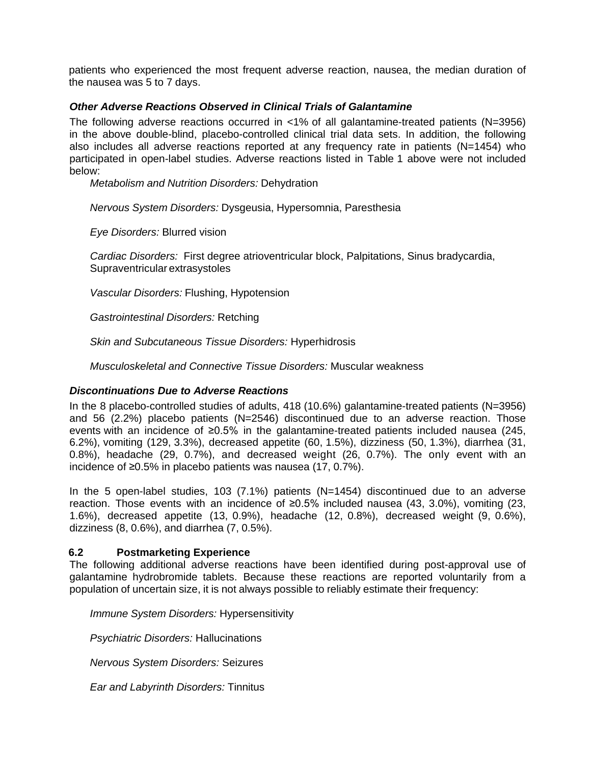patients who experienced the most frequent adverse reaction, nausea, the median duration of the nausea was 5 to 7 days.

***Other Adverse Reactions Observed in Clinical Trials of Galantamine***

The following adverse reactions occurred in <1% of all galantamine-treated patients (N=3956) in the above double-blind, placebo-controlled clinical trial data sets. In addition, the following also includes all adverse reactions reported at any frequency rate in patients (N=1454) who participated in open-label studies. Adverse reactions listed in Table 1 above were not included below:

*Metabolism and Nutrition Disorders:* Dehydration

*Nervous System Disorders:* Dysgeusia, Hypersomnia, Paresthesia

*Eye Disorders:* Blurred vision

*Cardiac Disorders:* First degree atrioventricular block, Palpitations, Sinus bradycardia, Supraventricular extrasystoles

*Vascular Disorders:* Flushing, Hypotension

*Gastrointestinal Disorders:* Retching

*Skin and Subcutaneous Tissue Disorders:* Hyperhidrosis

*Musculoskeletal and Connective Tissue Disorders:* Muscular weakness

***Discontinuations Due to Adverse Reactions***

In the 8 placebo-controlled studies of adults, 418 (10.6%) galantamine-treated patients (N=3956) and 56 (2.2%) placebo patients (N=2546) discontinued due to an adverse reaction. Those events with an incidence of ≥0.5% in the galantamine-treated patients included nausea (245, 6.2%), vomiting (129, 3.3%), decreased appetite (60, 1.5%), dizziness (50, 1.3%), diarrhea (31, 0.8%), headache (29, 0.7%), and decreased weight (26, 0.7%). The only event with an incidence of ≥0.5% in placebo patients was nausea (17, 0.7%).

In the 5 open-label studies, 103 (7.1%) patients (N=1454) discontinued due to an adverse reaction. Those events with an incidence of ≥0.5% included nausea (43, 3.0%), vomiting (23, 1.6%), decreased appetite (13, 0.9%), headache (12, 0.8%), decreased weight (9, 0.6%), dizziness (8, 0.6%), and diarrhea (7, 0.5%).

### 6.2 Postmarketing Experience

The following additional adverse reactions have been identified during post-approval use of galantamine hydrobromide tablets. Because these reactions are reported voluntarily from a population of uncertain size, it is not always possible to reliably estimate their frequency:

*Immune System Disorders:* Hypersensitivity

*Psychiatric Disorders:* Hallucinations

*Nervous System Disorders:* Seizures

*Ear and Labyrinth Disorders:* Tinnitus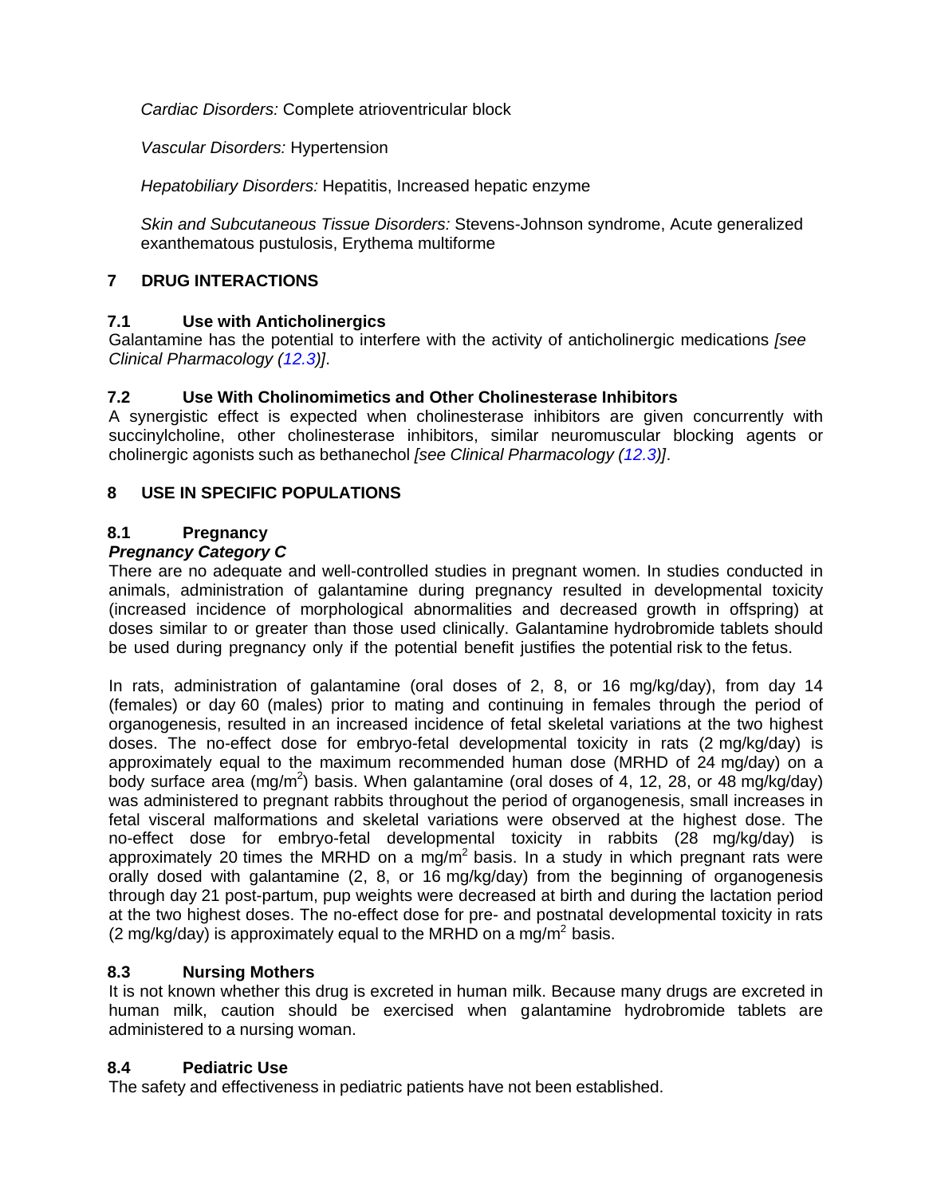*Cardiac Disorders:* Complete atrioventricular block

*Vascular Disorders:* Hypertension

*Hepatobiliary Disorders:* Hepatitis, Increased hepatic enzyme

*Skin and Subcutaneous Tissue Disorders:* Stevens-Johnson syndrome, Acute generalized exanthematous pustulosis, Erythema multiforme

## 7 DRUG INTERACTIONS

### 7.1 Use with Anticholinergics

Galantamine has the potential to interfere with the activity of anticholinergic medications *[see Clinical Pharmacology (12.3)]*.

### 7.2 Use With Cholinomimetics and Other Cholinesterase Inhibitors

A synergistic effect is expected when cholinesterase inhibitors are given concurrently with succinylcholine, other cholinesterase inhibitors, similar neuromuscular blocking agents or cholinergic agonists such as bethanechol *[see Clinical Pharmacology (12.3)]*.

## 8 USE IN SPECIFIC POPULATIONS

### 8.1 Pregnancy

***Pregnancy Category C***

There are no adequate and well-controlled studies in pregnant women. In studies conducted in animals, administration of galantamine during pregnancy resulted in developmental toxicity (increased incidence of morphological abnormalities and decreased growth in offspring) at doses similar to or greater than those used clinically. Galantamine hydrobromide tablets should be used during pregnancy only if the potential benefit justifies the potential risk to the fetus.

In rats, administration of galantamine (oral doses of 2, 8, or 16 mg/kg/day), from day 14 (females) or day 60 (males) prior to mating and continuing in females through the period of organogenesis, resulted in an increased incidence of fetal skeletal variations at the two highest doses. The no-effect dose for embryo-fetal developmental toxicity in rats (2 mg/kg/day) is approximately equal to the maximum recommended human dose (MRHD of 24 mg/day) on a body surface area ($mg/m^2$) basis. When galantamine (oral doses of 4, 12, 28, or 48 mg/kg/day) was administered to pregnant rabbits throughout the period of organogenesis, small increases in fetal visceral malformations and skeletal variations were observed at the highest dose. The no-effect dose for embryo-fetal developmental toxicity in rabbits (28 mg/kg/day) is approximately 20 times the MRHD on a $mg/m^2$ basis. In a study in which pregnant rats were orally dosed with galantamine (2, 8, or 16 mg/kg/day) from the beginning of organogenesis through day 21 post-partum, pup weights were decreased at birth and during the lactation period at the two highest doses. The no-effect dose for pre- and postnatal developmental toxicity in rats (2 mg/kg/day) is approximately equal to the MRHD on a $mg/m^2$ basis.

### 8.3 Nursing Mothers

It is not known whether this drug is excreted in human milk. Because many drugs are excreted in human milk, caution should be exercised when galantamine hydrobromide tablets are administered to a nursing woman.

### 8.4 Pediatric Use

The safety and effectiveness in pediatric patients have not been established.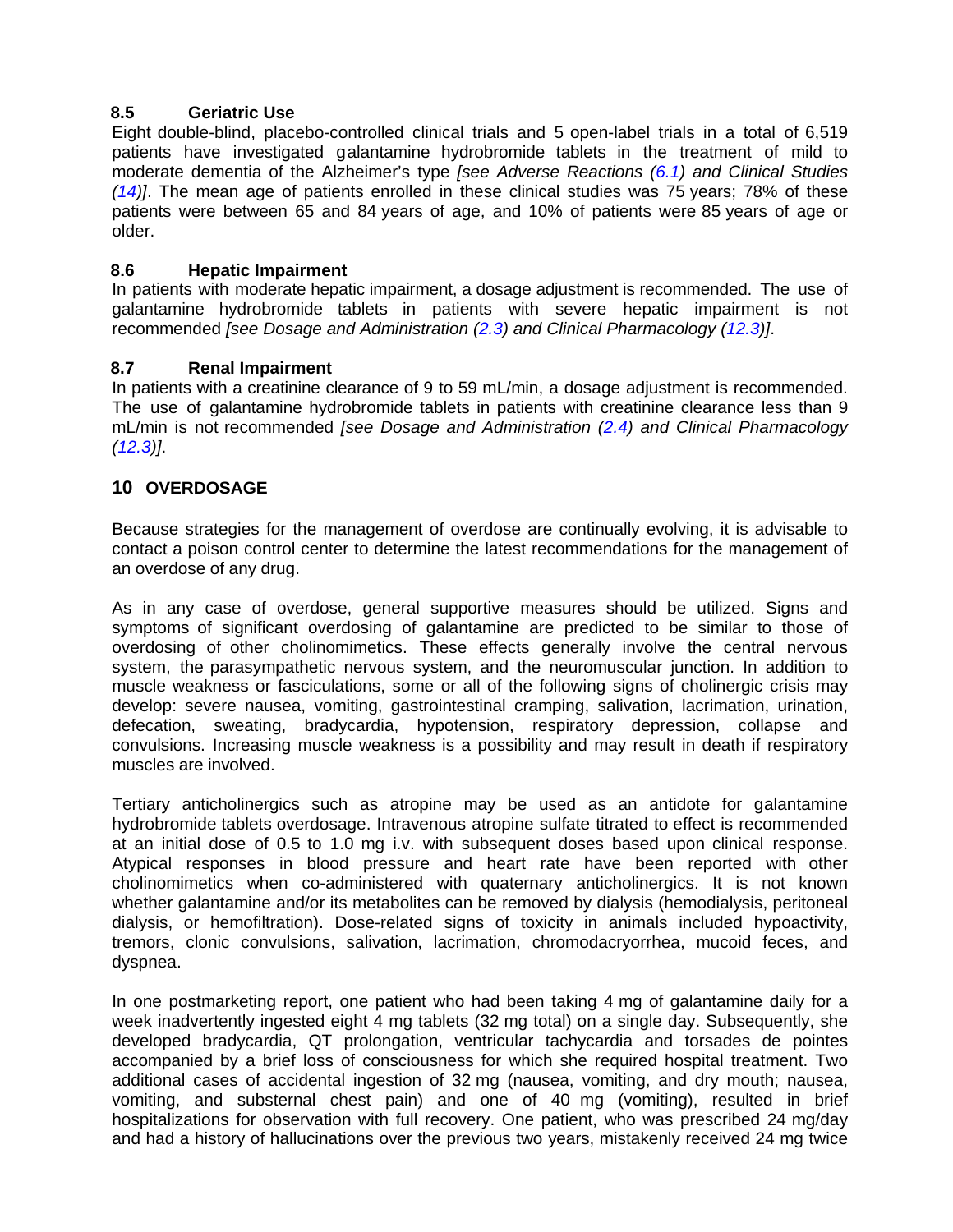### 8.5 Geriatric Use

Eight double-blind, placebo-controlled clinical trials and 5 open-label trials in a total of 6,519 patients have investigated galantamine hydrobromide tablets in the treatment of mild to moderate dementia of the Alzheimer's type *[see Adverse Reactions (6.1) and Clinical Studies (14)]*. The mean age of patients enrolled in these clinical studies was 75 years; 78% of these patients were between 65 and 84 years of age, and 10% of patients were 85 years of age or older.

### 8.6 Hepatic Impairment

In patients with moderate hepatic impairment, a dosage adjustment is recommended. The use of galantamine hydrobromide tablets in patients with severe hepatic impairment is not recommended *[see Dosage and Administration (2.3) and Clinical Pharmacology (12.3)]*.

### 8.7 Renal Impairment

In patients with a creatinine clearance of 9 to 59 mL/min, a dosage adjustment is recommended. The use of galantamine hydrobromide tablets in patients with creatinine clearance less than 9 mL/min is not recommended *[see Dosage and Administration (2.4) and Clinical Pharmacology (12.3)]*.

## 10 OVERDOSAGE

Because strategies for the management of overdose are continually evolving, it is advisable to contact a poison control center to determine the latest recommendations for the management of an overdose of any drug.

As in any case of overdose, general supportive measures should be utilized. Signs and symptoms of significant overdosing of galantamine are predicted to be similar to those of overdosing of other cholinomimetics. These effects generally involve the central nervous system, the parasympathetic nervous system, and the neuromuscular junction. In addition to muscle weakness or fasciculations, some or all of the following signs of cholinergic crisis may develop: severe nausea, vomiting, gastrointestinal cramping, salivation, lacrimation, urination, defecation, sweating, bradycardia, hypotension, respiratory depression, collapse and convulsions. Increasing muscle weakness is a possibility and may result in death if respiratory muscles are involved.

Tertiary anticholinergics such as atropine may be used as an antidote for galantamine hydrobromide tablets overdosage. Intravenous atropine sulfate titrated to effect is recommended at an initial dose of 0.5 to 1.0 mg i.v. with subsequent doses based upon clinical response. Atypical responses in blood pressure and heart rate have been reported with other cholinomimetics when co-administered with quaternary anticholinergics. It is not known whether galantamine and/or its metabolites can be removed by dialysis (hemodialysis, peritoneal dialysis, or hemofiltration). Dose-related signs of toxicity in animals included hypoactivity, tremors, clonic convulsions, salivation, lacrimation, chromodacryorrhea, mucoid feces, and dyspnea.

In one postmarketing report, one patient who had been taking 4 mg of galantamine daily for a week inadvertently ingested eight 4 mg tablets (32 mg total) on a single day. Subsequently, she developed bradycardia, QT prolongation, ventricular tachycardia and torsades de pointes accompanied by a brief loss of consciousness for which she required hospital treatment. Two additional cases of accidental ingestion of 32 mg (nausea, vomiting, and dry mouth; nausea, vomiting, and substernal chest pain) and one of 40 mg (vomiting), resulted in brief hospitalizations for observation with full recovery. One patient, who was prescribed 24 mg/day and had a history of hallucinations over the previous two years, mistakenly received 24 mg twice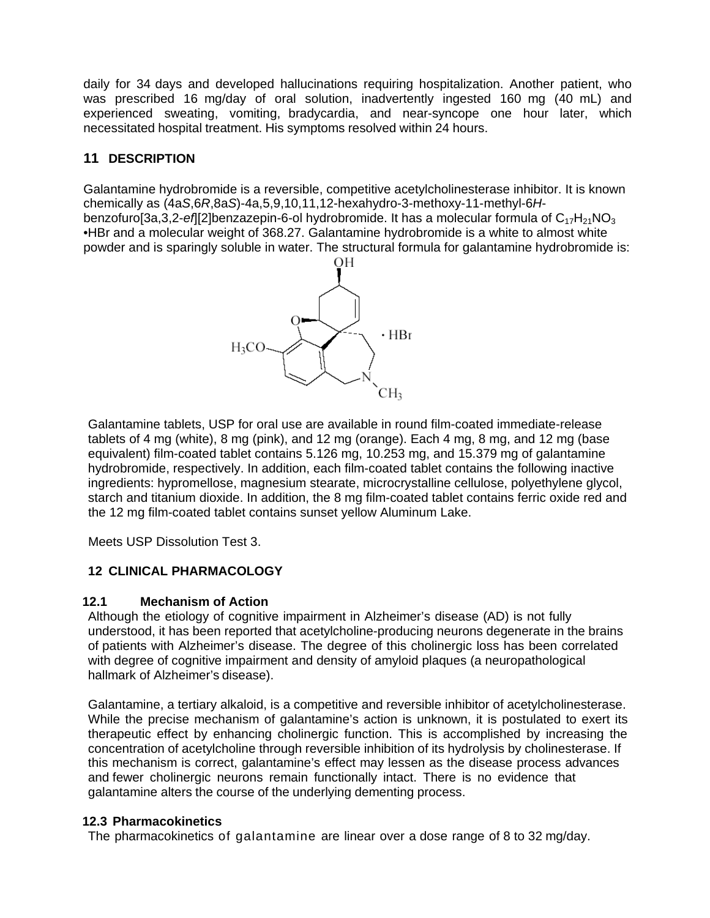daily for 34 days and developed hallucinations requiring hospitalization. Another patient, who was prescribed 16 mg/day of oral solution, inadvertently ingested 160 mg (40 mL) and experienced sweating, vomiting, bradycardia, and near-syncope one hour later, which necessitated hospital treatment. His symptoms resolved within 24 hours.

## 11 DESCRIPTION

Galantamine hydrobromide is a reversible, competitive acetylcholinesterase inhibitor. It is known chemically as (4a*S*,6*R*,8a*S*)-4a,5,9,10,11,12-hexahydro-3-methoxy-11-methyl-6*H*-benzofuro[3a,3,2-*ef*][2]benzazepin-6-ol hydrobromide. It has a molecular formula of $C_{17}H_{21}NO_3$ •HBr and a molecular weight of 368.27. Galantamine hydrobromide is a white to almost white powder and is sparingly soluble in water. The structural formula for galantamine hydrobromide is:

Galantamine tablets, USP for oral use are available in round film-coated immediate-release tablets of 4 mg (white), 8 mg (pink), and 12 mg (orange). Each 4 mg, 8 mg, and 12 mg (base equivalent) film-coated tablet contains 5.126 mg, 10.253 mg, and 15.379 mg of galantamine hydrobromide, respectively. In addition, each film-coated tablet contains the following inactive ingredients: hypromellose, magnesium stearate, microcrystalline cellulose, polyethylene glycol, starch and titanium dioxide. In addition, the 8 mg film-coated tablet contains ferric oxide red and the 12 mg film-coated tablet contains sunset yellow Aluminum Lake.

Meets USP Dissolution Test 3.

## 12 CLINICAL PHARMACOLOGY

### 12.1 Mechanism of Action

Although the etiology of cognitive impairment in Alzheimer's disease (AD) is not fully understood, it has been reported that acetylcholine-producing neurons degenerate in the brains of patients with Alzheimer's disease. The degree of this cholinergic loss has been correlated with degree of cognitive impairment and density of amyloid plaques (a neuropathological hallmark of Alzheimer's disease).

Galantamine, a tertiary alkaloid, is a competitive and reversible inhibitor of acetylcholinesterase. While the precise mechanism of galantamine's action is unknown, it is postulated to exert its therapeutic effect by enhancing cholinergic function. This is accomplished by increasing the concentration of acetylcholine through reversible inhibition of its hydrolysis by cholinesterase. If this mechanism is correct, galantamine's effect may lessen as the disease process advances and fewer cholinergic neurons remain functionally intact. There is no evidence that galantamine alters the course of the underlying dementing process.

### 12.3 Pharmacokinetics

The pharmacokinetics of galantamine are linear over a dose range of 8 to 32 mg/day.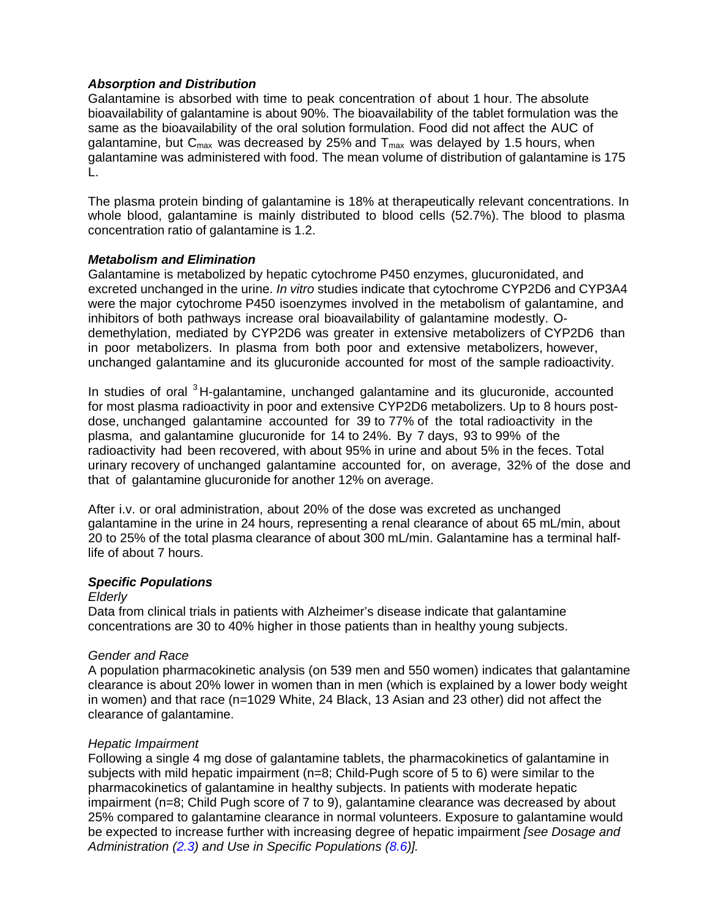### *Absorption and Distribution*

Galantamine is absorbed with time to peak concentration of about 1 hour. The absolute bioavailability of galantamine is about 90%. The bioavailability of the tablet formulation was the same as the bioavailability of the oral solution formulation. Food did not affect the AUC of galantamine, but $C_{max}$ was decreased by 25% and $T_{max}$ was delayed by 1.5 hours, when galantamine was administered with food. The mean volume of distribution of galantamine is 175 L.

The plasma protein binding of galantamine is 18% at therapeutically relevant concentrations. In whole blood, galantamine is mainly distributed to blood cells (52.7%). The blood to plasma concentration ratio of galantamine is 1.2.

### *Metabolism and Elimination*

Galantamine is metabolized by hepatic cytochrome P450 enzymes, glucuronidated, and excreted unchanged in the urine. *In vitro* studies indicate that cytochrome CYP2D6 and CYP3A4 were the major cytochrome P450 isoenzymes involved in the metabolism of galantamine, and inhibitors of both pathways increase oral bioavailability of galantamine modestly. O-demethylation, mediated by CYP2D6 was greater in extensive metabolizers of CYP2D6 than in poor metabolizers. In plasma from both poor and extensive metabolizers, however, unchanged galantamine and its glucuronide accounted for most of the sample radioactivity.

In studies of oral $^3$H-galantamine, unchanged galantamine and its glucuronide, accounted for most plasma radioactivity in poor and extensive CYP2D6 metabolizers. Up to 8 hours post-dose, unchanged galantamine accounted for 39 to 77% of the total radioactivity in the plasma, and galantamine glucuronide for 14 to 24%. By 7 days, 93 to 99% of the radioactivity had been recovered, with about 95% in urine and about 5% in the feces. Total urinary recovery of unchanged galantamine accounted for, on average, 32% of the dose and that of galantamine glucuronide for another 12% on average.

After i.v. or oral administration, about 20% of the dose was excreted as unchanged galantamine in the urine in 24 hours, representing a renal clearance of about 65 mL/min, about 20 to 25% of the total plasma clearance of about 300 mL/min. Galantamine has a terminal half-life of about 7 hours.

### *Specific Populations*

*Elderly*

Data from clinical trials in patients with Alzheimer's disease indicate that galantamine concentrations are 30 to 40% higher in those patients than in healthy young subjects.

*Gender and Race*

A population pharmacokinetic analysis (on 539 men and 550 women) indicates that galantamine clearance is about 20% lower in women than in men (which is explained by a lower body weight in women) and that race (n=1029 White, 24 Black, 13 Asian and 23 other) did not affect the clearance of galantamine.

*Hepatic Impairment*

Following a single 4 mg dose of galantamine tablets, the pharmacokinetics of galantamine in subjects with mild hepatic impairment (n=8; Child-Pugh score of 5 to 6) were similar to the pharmacokinetics of galantamine in healthy subjects. In patients with moderate hepatic impairment (n=8; Child Pugh score of 7 to 9), galantamine clearance was decreased by about 25% compared to galantamine clearance in normal volunteers. Exposure to galantamine would be expected to increase further with increasing degree of hepatic impairment *[see Dosage and Administration (2.3) and Use in Specific Populations (8.6)].*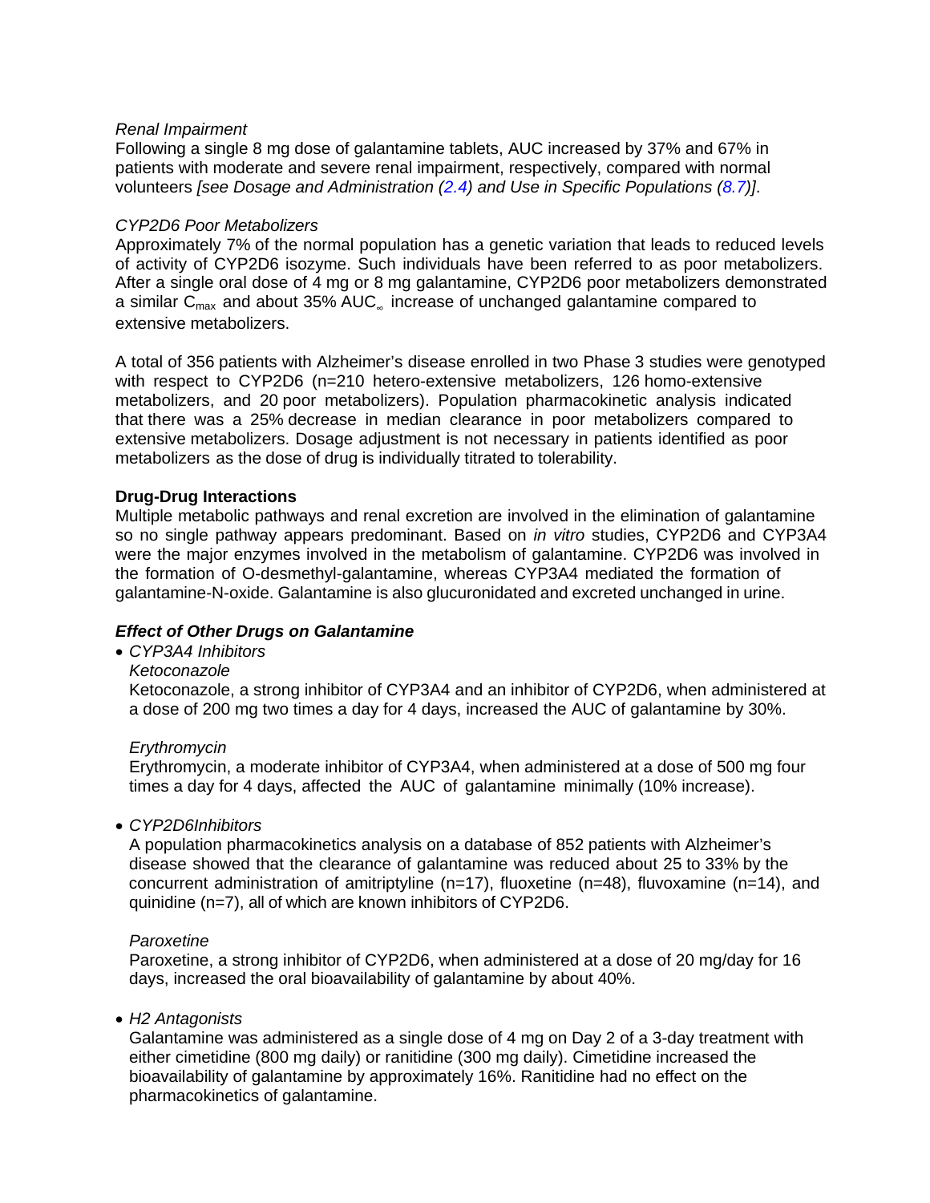*Renal Impairment*

Following a single 8 mg dose of galantamine tablets, AUC increased by 37% and 67% in patients with moderate and severe renal impairment, respectively, compared with normal volunteers *[see Dosage and Administration (2.4) and Use in Specific Populations (8.7)]*.

*CYP2D6 Poor Metabolizers*

Approximately 7% of the normal population has a genetic variation that leads to reduced levels of activity of CYP2D6 isozyme. Such individuals have been referred to as poor metabolizers. After a single oral dose of 4 mg or 8 mg galantamine, CYP2D6 poor metabolizers demonstrated a similar $C_{max}$ and about 35% $AUC_{\infty}$ increase of unchanged galantamine compared to extensive metabolizers.

A total of 356 patients with Alzheimer's disease enrolled in two Phase 3 studies were genotyped with respect to CYP2D6 (n=210 hetero-extensive metabolizers, 126 homo-extensive metabolizers, and 20 poor metabolizers). Population pharmacokinetic analysis indicated that there was a 25% decrease in median clearance in poor metabolizers compared to extensive metabolizers. Dosage adjustment is not necessary in patients identified as poor metabolizers as the dose of drug is individually titrated to tolerability.

**Drug-Drug Interactions**

Multiple metabolic pathways and renal excretion are involved in the elimination of galantamine so no single pathway appears predominant. Based on *in vitro* studies, CYP2D6 and CYP3A4 were the major enzymes involved in the metabolism of galantamine. CYP2D6 was involved in the formation of O-desmethyl-galantamine, whereas CYP3A4 mediated the formation of galantamine-N-oxide. Galantamine is also glucuronidated and excreted unchanged in urine.

***Effect of Other Drugs on Galantamine***

- *CYP3A4 Inhibitors*

  *Ketoconazole*

  Ketoconazole, a strong inhibitor of CYP3A4 and an inhibitor of CYP2D6, when administered at a dose of 200 mg two times a day for 4 days, increased the AUC of galantamine by 30%.

  *Erythromycin*

  Erythromycin, a moderate inhibitor of CYP3A4, when administered at a dose of 500 mg four times a day for 4 days, affected the AUC of galantamine minimally (10% increase).

- *CYP2D6Inhibitors*

  A population pharmacokinetics analysis on a database of 852 patients with Alzheimer's disease showed that the clearance of galantamine was reduced about 25 to 33% by the concurrent administration of amitriptyline (n=17), fluoxetine (n=48), fluvoxamine (n=14), and quinidine (n=7), all of which are known inhibitors of CYP2D6.

  *Paroxetine*

  Paroxetine, a strong inhibitor of CYP2D6, when administered at a dose of 20 mg/day for 16 days, increased the oral bioavailability of galantamine by about 40%.

- *H2 Antagonists*

  Galantamine was administered as a single dose of 4 mg on Day 2 of a 3-day treatment with either cimetidine (800 mg daily) or ranitidine (300 mg daily). Cimetidine increased the bioavailability of galantamine by approximately 16%. Ranitidine had no effect on the pharmacokinetics of galantamine.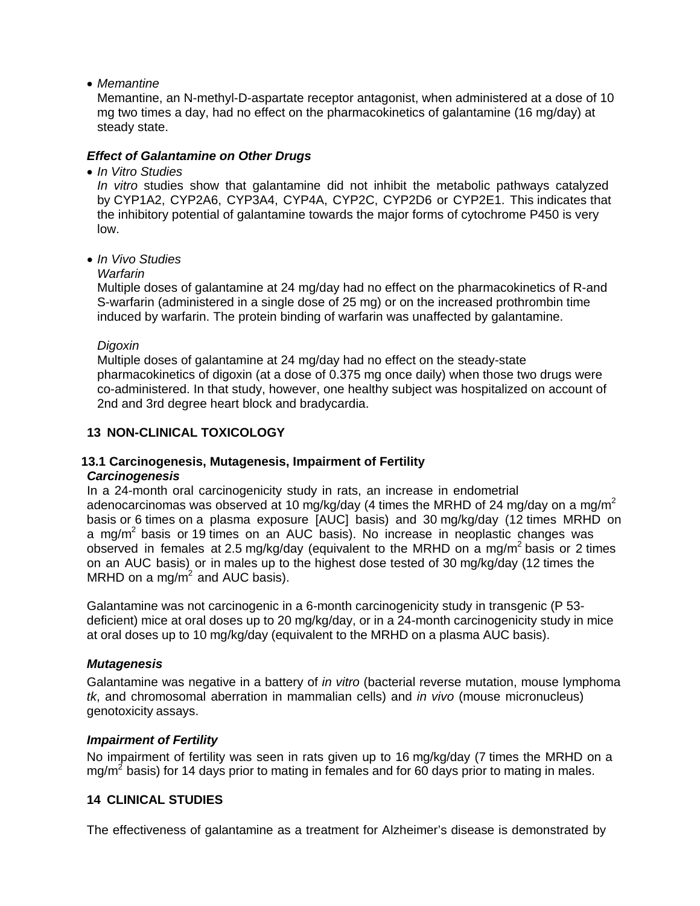- *Memantine*

  Memantine, an N-methyl-D-aspartate receptor antagonist, when administered at a dose of 10 mg two times a day, had no effect on the pharmacokinetics of galantamine (16 mg/day) at steady state.

***Effect of Galantamine on Other Drugs***

- *In Vitro Studies*

  *In vitro* studies show that galantamine did not inhibit the metabolic pathways catalyzed by CYP1A2, CYP2A6, CYP3A4, CYP4A, CYP2C, CYP2D6 or CYP2E1. This indicates that the inhibitory potential of galantamine towards the major forms of cytochrome P450 is very low.

- *In Vivo Studies*

  *Warfarin*

  Multiple doses of galantamine at 24 mg/day had no effect on the pharmacokinetics of R-and S-warfarin (administered in a single dose of 25 mg) or on the increased prothrombin time induced by warfarin. The protein binding of warfarin was unaffected by galantamine.

  *Digoxin*

  Multiple doses of galantamine at 24 mg/day had no effect on the steady-state pharmacokinetics of digoxin (at a dose of 0.375 mg once daily) when those two drugs were co-administered. In that study, however, one healthy subject was hospitalized on account of 2nd and 3rd degree heart block and bradycardia.

## 13 NON-CLINICAL TOXICOLOGY

### 13.1 Carcinogenesis, Mutagenesis, Impairment of Fertility

***Carcinogenesis***

In a 24-month oral carcinogenicity study in rats, an increase in endometrial adenocarcinomas was observed at 10 mg/kg/day (4 times the MRHD of 24 mg/day on a mg/m$^2$ basis or 6 times on a plasma exposure [AUC] basis) and 30 mg/kg/day (12 times MRHD on a mg/m$^2$ basis or 19 times on an AUC basis). No increase in neoplastic changes was observed in females at 2.5 mg/kg/day (equivalent to the MRHD on a mg/m$^2$ basis or 2 times on an AUC basis) or in males up to the highest dose tested of 30 mg/kg/day (12 times the MRHD on a mg/m$^2$ and AUC basis).

Galantamine was not carcinogenic in a 6-month carcinogenicity study in transgenic (P 53-deficient) mice at oral doses up to 20 mg/kg/day, or in a 24-month carcinogenicity study in mice at oral doses up to 10 mg/kg/day (equivalent to the MRHD on a plasma AUC basis).

***Mutagenesis***

Galantamine was negative in a battery of *in vitro* (bacterial reverse mutation, mouse lymphoma *tk*, and chromosomal aberration in mammalian cells) and *in vivo* (mouse micronucleus) genotoxicity assays.

***Impairment of Fertility***

No impairment of fertility was seen in rats given up to 16 mg/kg/day (7 times the MRHD on a mg/m$^2$ basis) for 14 days prior to mating in females and for 60 days prior to mating in males.

## 14 CLINICAL STUDIES

The effectiveness of galantamine as a treatment for Alzheimer's disease is demonstrated by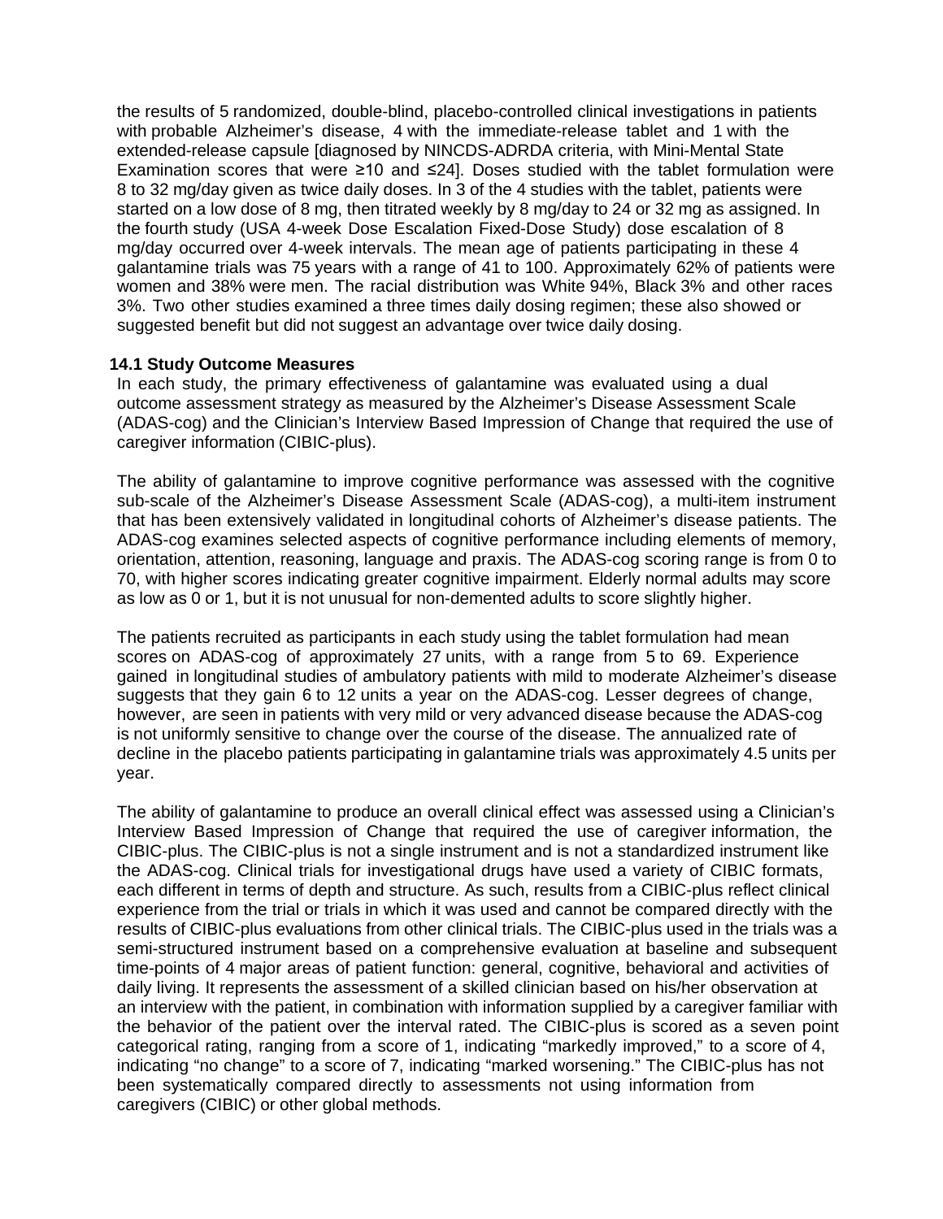the results of 5 randomized, double-blind, placebo-controlled clinical investigations in patients with probable Alzheimer's disease, 4 with the immediate-release tablet and 1 with the extended-release capsule [diagnosed by NINCDS-ADRDA criteria, with Mini-Mental State Examination scores that were ≥10 and ≤24]. Doses studied with the tablet formulation were 8 to 32 mg/day given as twice daily doses. In 3 of the 4 studies with the tablet, patients were started on a low dose of 8 mg, then titrated weekly by 8 mg/day to 24 or 32 mg as assigned. In the fourth study (USA 4-week Dose Escalation Fixed-Dose Study) dose escalation of 8 mg/day occurred over 4-week intervals. The mean age of patients participating in these 4 galantamine trials was 75 years with a range of 41 to 100. Approximately 62% of patients were women and 38% were men. The racial distribution was White 94%, Black 3% and other races 3%. Two other studies examined a three times daily dosing regimen; these also showed or suggested benefit but did not suggest an advantage over twice daily dosing.

### 14.1 Study Outcome Measures

In each study, the primary effectiveness of galantamine was evaluated using a dual outcome assessment strategy as measured by the Alzheimer's Disease Assessment Scale (ADAS-cog) and the Clinician's Interview Based Impression of Change that required the use of caregiver information (CIBIC-plus).

The ability of galantamine to improve cognitive performance was assessed with the cognitive sub-scale of the Alzheimer's Disease Assessment Scale (ADAS-cog), a multi-item instrument that has been extensively validated in longitudinal cohorts of Alzheimer's disease patients. The ADAS-cog examines selected aspects of cognitive performance including elements of memory, orientation, attention, reasoning, language and praxis. The ADAS-cog scoring range is from 0 to 70, with higher scores indicating greater cognitive impairment. Elderly normal adults may score as low as 0 or 1, but it is not unusual for non-demented adults to score slightly higher.

The patients recruited as participants in each study using the tablet formulation had mean scores on ADAS-cog of approximately 27 units, with a range from 5 to 69. Experience gained in longitudinal studies of ambulatory patients with mild to moderate Alzheimer's disease suggests that they gain 6 to 12 units a year on the ADAS-cog. Lesser degrees of change, however, are seen in patients with very mild or very advanced disease because the ADAS-cog is not uniformly sensitive to change over the course of the disease. The annualized rate of decline in the placebo patients participating in galantamine trials was approximately 4.5 units per year.

The ability of galantamine to produce an overall clinical effect was assessed using a Clinician's Interview Based Impression of Change that required the use of caregiver information, the CIBIC-plus. The CIBIC-plus is not a single instrument and is not a standardized instrument like the ADAS-cog. Clinical trials for investigational drugs have used a variety of CIBIC formats, each different in terms of depth and structure. As such, results from a CIBIC-plus reflect clinical experience from the trial or trials in which it was used and cannot be compared directly with the results of CIBIC-plus evaluations from other clinical trials. The CIBIC-plus used in the trials was a semi-structured instrument based on a comprehensive evaluation at baseline and subsequent time-points of 4 major areas of patient function: general, cognitive, behavioral and activities of daily living. It represents the assessment of a skilled clinician based on his/her observation at an interview with the patient, in combination with information supplied by a caregiver familiar with the behavior of the patient over the interval rated. The CIBIC-plus is scored as a seven point categorical rating, ranging from a score of 1, indicating "markedly improved," to a score of 4, indicating "no change" to a score of 7, indicating "marked worsening." The CIBIC-plus has not been systematically compared directly to assessments not using information from caregivers (CIBIC) or other global methods.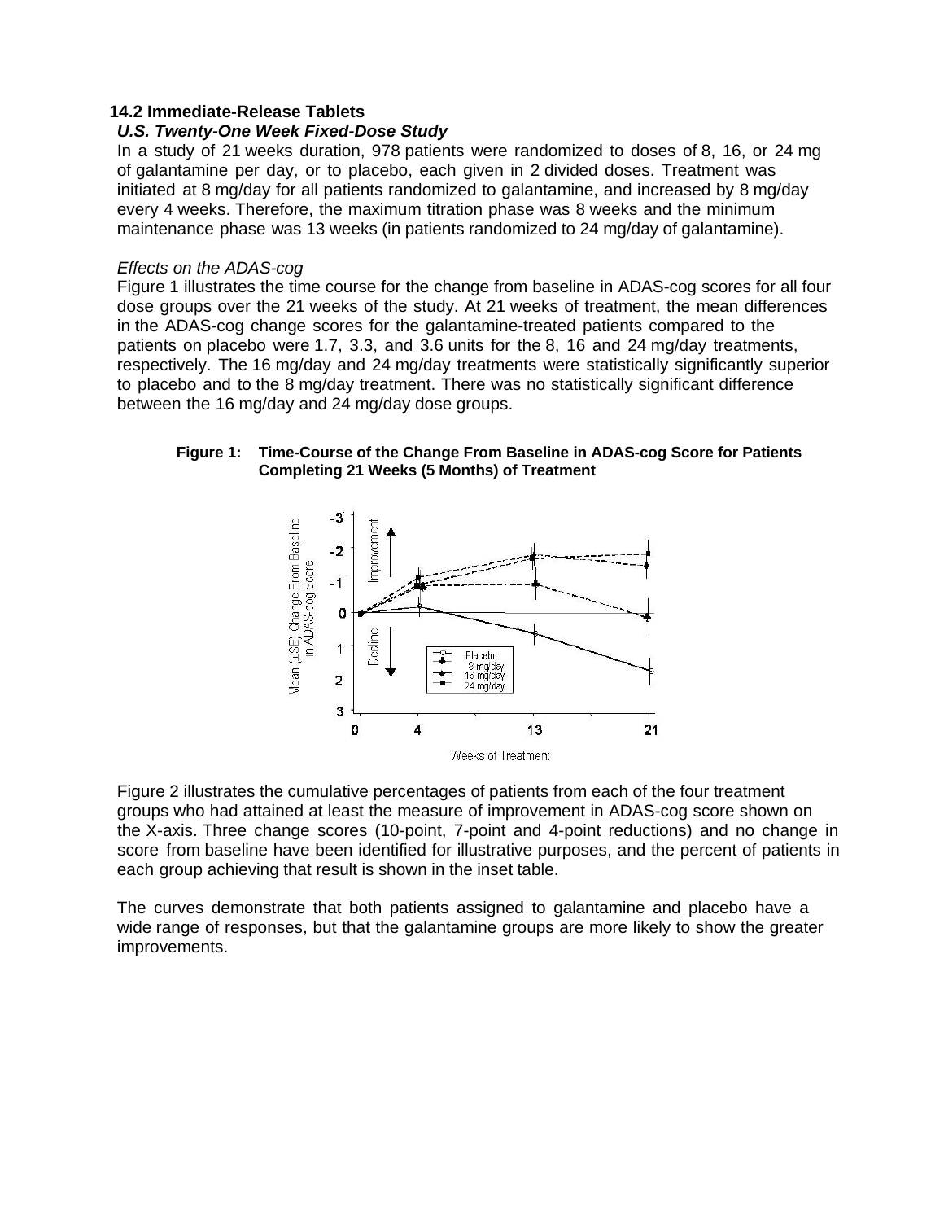## 14.2 Immediate-Release Tablets

### *U.S. Twenty-One Week Fixed-Dose Study*

In a study of 21 weeks duration, 978 patients were randomized to doses of 8, 16, or 24 mg of galantamine per day, or to placebo, each given in 2 divided doses. Treatment was initiated at 8 mg/day for all patients randomized to galantamine, and increased by 8 mg/day every 4 weeks. Therefore, the maximum titration phase was 8 weeks and the minimum maintenance phase was 13 weeks (in patients randomized to 24 mg/day of galantamine).

*Effects on the ADAS-cog*

Figure 1 illustrates the time course for the change from baseline in ADAS-cog scores for all four dose groups over the 21 weeks of the study. At 21 weeks of treatment, the mean differences in the ADAS-cog change scores for the galantamine-treated patients compared to the patients on placebo were 1.7, 3.3, and 3.6 units for the 8, 16 and 24 mg/day treatments, respectively. The 16 mg/day and 24 mg/day treatments were statistically significantly superior to placebo and to the 8 mg/day treatment. There was no statistically significant difference between the 16 mg/day and 24 mg/day dose groups.

**Figure 1: Time-Course of the Change From Baseline in ADAS-cog Score for Patients Completing 21 Weeks (5 Months) of Treatment**

Figure 2 illustrates the cumulative percentages of patients from each of the four treatment groups who had attained at least the measure of improvement in ADAS-cog score shown on the X-axis. Three change scores (10-point, 7-point and 4-point reductions) and no change in score from baseline have been identified for illustrative purposes, and the percent of patients in each group achieving that result is shown in the inset table.

The curves demonstrate that both patients assigned to galantamine and placebo have a wide range of responses, but that the galantamine groups are more likely to show the greater improvements.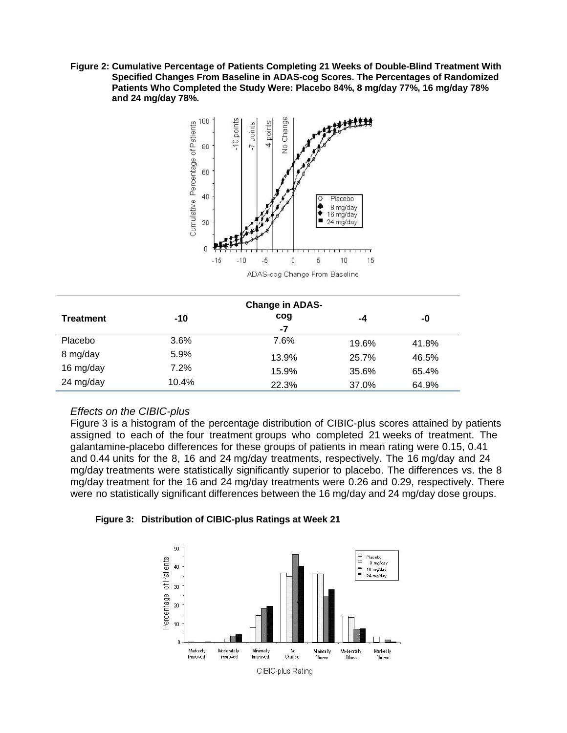**Figure 2: Cumulative Percentage of Patients Completing 21 Weeks of Double-Blind Treatment With Specified Changes From Baseline in ADAS-cog Scores. The Percentages of Randomized Patients Who Completed the Study Were: Placebo 84%, 8 mg/day 77%, 16 mg/day 78% and 24 mg/day 78%.**

| Treatment | -10 | Change in ADAS-cog -7 | -4 | -0 |
|---|---|---|---|---|
| Placebo | 3.6% | 7.6% | 19.6% | 41.8% |
| 8 mg/day | 5.9% | 13.9% | 25.7% | 46.5% |
| 16 mg/day | 7.2% | 15.9% | 35.6% | 65.4% |
| 24 mg/day | 10.4% | 22.3% | 37.0% | 64.9% |

*Effects on the CIBIC-plus*

Figure 3 is a histogram of the percentage distribution of CIBIC-plus scores attained by patients assigned to each of the four treatment groups who completed 21 weeks of treatment. The galantamine-placebo differences for these groups of patients in mean rating were 0.15, 0.41 and 0.44 units for the 8, 16 and 24 mg/day treatments, respectively. The 16 mg/day and 24 mg/day treatments were statistically significantly superior to placebo. The differences vs. the 8 mg/day treatment for the 16 and 24 mg/day treatments were 0.26 and 0.29, respectively. There were no statistically significant differences between the 16 mg/day and 24 mg/day dose groups.

**Figure 3: Distribution of CIBIC-plus Ratings at Week 21**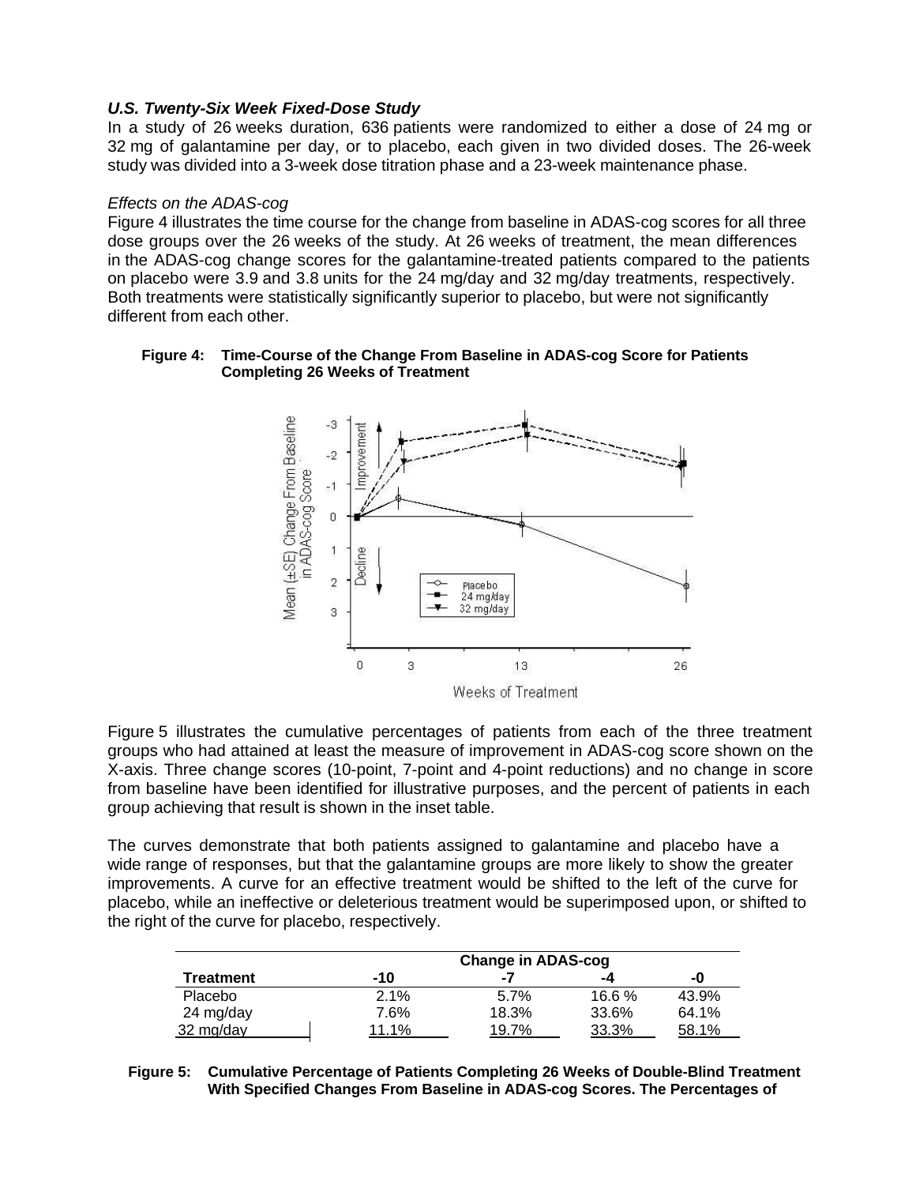***U.S. Twenty-Six Week Fixed-Dose Study***

In a study of 26 weeks duration, 636 patients were randomized to either a dose of 24 mg or 32 mg of galantamine per day, or to placebo, each given in two divided doses. The 26-week study was divided into a 3-week dose titration phase and a 23-week maintenance phase.

*Effects on the ADAS-cog*

Figure 4 illustrates the time course for the change from baseline in ADAS-cog scores for all three dose groups over the 26 weeks of the study. At 26 weeks of treatment, the mean differences in the ADAS-cog change scores for the galantamine-treated patients compared to the patients on placebo were 3.9 and 3.8 units for the 24 mg/day and 32 mg/day treatments, respectively. Both treatments were statistically significantly superior to placebo, but were not significantly different from each other.

**Figure 4: Time-Course of the Change From Baseline in ADAS-cog Score for Patients Completing 26 Weeks of Treatment**

Figure 5 illustrates the cumulative percentages of patients from each of the three treatment groups who had attained at least the measure of improvement in ADAS-cog score shown on the X-axis. Three change scores (10-point, 7-point and 4-point reductions) and no change in score from baseline have been identified for illustrative purposes, and the percent of patients in each group achieving that result is shown in the inset table.

The curves demonstrate that both patients assigned to galantamine and placebo have a wide range of responses, but that the galantamine groups are more likely to show the greater improvements. A curve for an effective treatment would be shifted to the left of the curve for placebo, while an ineffective or deleterious treatment would be superimposed upon, or shifted to the right of the curve for placebo, respectively.

| | Change in ADAS-cog | | | |
|---|---|---|---|---|
| **Treatment** | **-10** | **-7** | **-4** | **-0** |
| Placebo | 2.1% | 5.7% | 16.6 % | 43.9% |
| 24 mg/day | 7.6% | 18.3% | 33.6% | 64.1% |
| 32 mg/day | 11.1% | 19.7% | 33.3% | 58.1% |

**Figure 5: Cumulative Percentage of Patients Completing 26 Weeks of Double-Blind Treatment With Specified Changes From Baseline in ADAS-cog Scores. The Percentages of**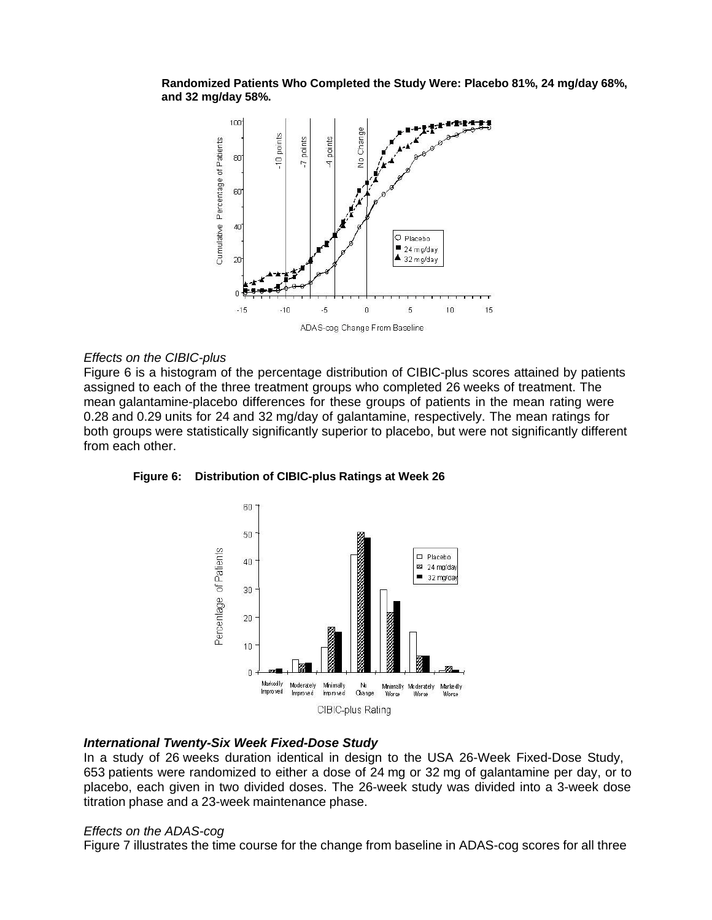**Randomized Patients Who Completed the Study Were: Placebo 81%, 24 mg/day 68%, and 32 mg/day 58%.**

### *Effects on the CIBIC-plus*

Figure 6 is a histogram of the percentage distribution of CIBIC-plus scores attained by patients assigned to each of the three treatment groups who completed 26 weeks of treatment. The mean galantamine-placebo differences for these groups of patients in the mean rating were 0.28 and 0.29 units for 24 and 32 mg/day of galantamine, respectively. The mean ratings for both groups were statistically significantly superior to placebo, but were not significantly different from each other.

**Figure 6: Distribution of CIBIC-plus Ratings at Week 26**

### ***International Twenty-Six Week Fixed-Dose Study***

In a study of 26 weeks duration identical in design to the USA 26-Week Fixed-Dose Study, 653 patients were randomized to either a dose of 24 mg or 32 mg of galantamine per day, or to placebo, each given in two divided doses. The 26-week study was divided into a 3-week dose titration phase and a 23-week maintenance phase.

### *Effects on the ADAS-cog*

Figure 7 illustrates the time course for the change from baseline in ADAS-cog scores for all three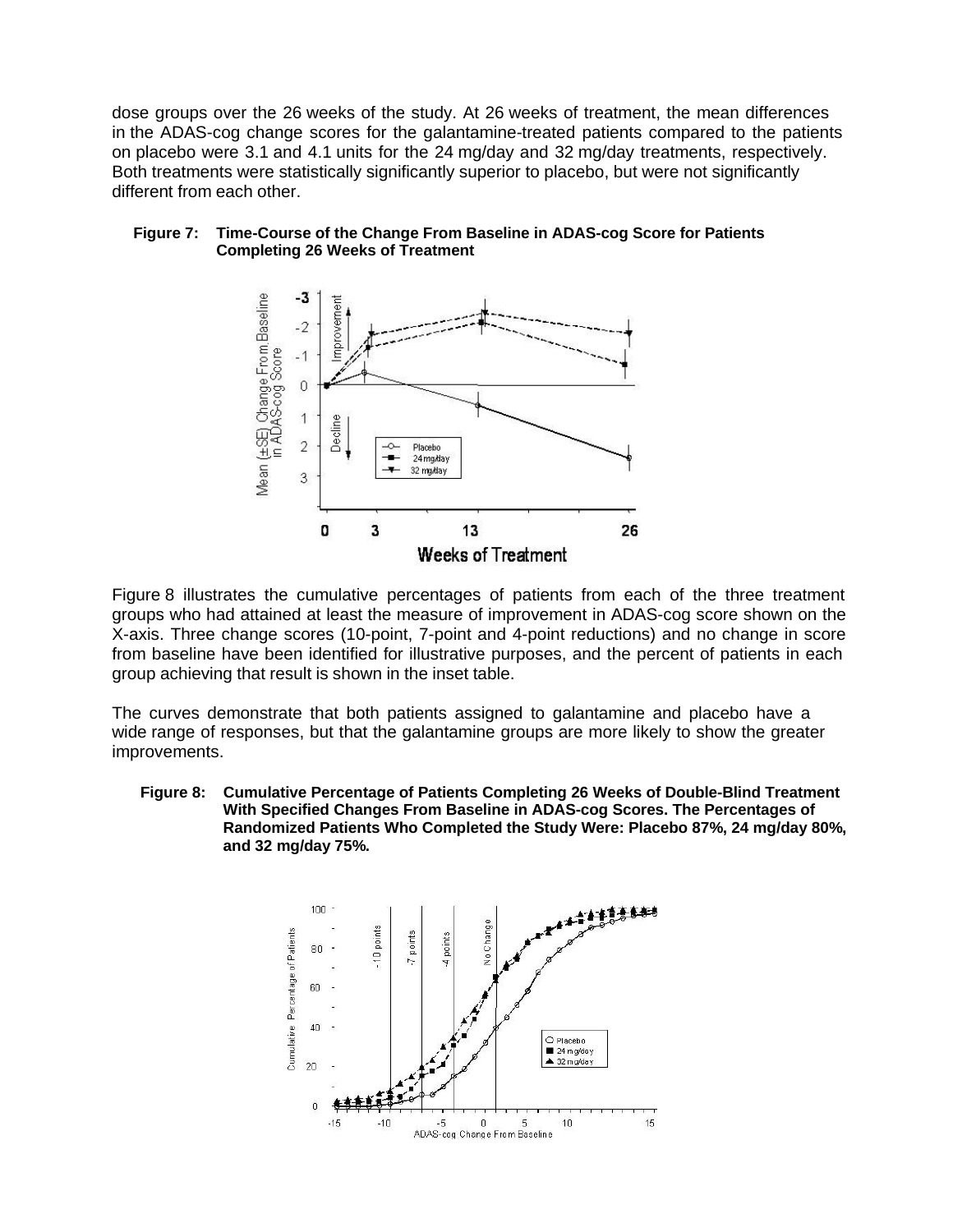dose groups over the 26 weeks of the study. At 26 weeks of treatment, the mean differences in the ADAS-cog change scores for the galantamine-treated patients compared to the patients on placebo were 3.1 and 4.1 units for the 24 mg/day and 32 mg/day treatments, respectively. Both treatments were statistically significantly superior to placebo, but were not significantly different from each other.

**Figure 7: Time-Course of the Change From Baseline in ADAS-cog Score for Patients Completing 26 Weeks of Treatment**

Figure 8 illustrates the cumulative percentages of patients from each of the three treatment groups who had attained at least the measure of improvement in ADAS-cog score shown on the X-axis. Three change scores (10-point, 7-point and 4-point reductions) and no change in score from baseline have been identified for illustrative purposes, and the percent of patients in each group achieving that result is shown in the inset table.

The curves demonstrate that both patients assigned to galantamine and placebo have a wide range of responses, but that the galantamine groups are more likely to show the greater improvements.

**Figure 8: Cumulative Percentage of Patients Completing 26 Weeks of Double-Blind Treatment With Specified Changes From Baseline in ADAS-cog Scores. The Percentages of Randomized Patients Who Completed the Study Were: Placebo 87%, 24 mg/day 80%, and 32 mg/day 75%.**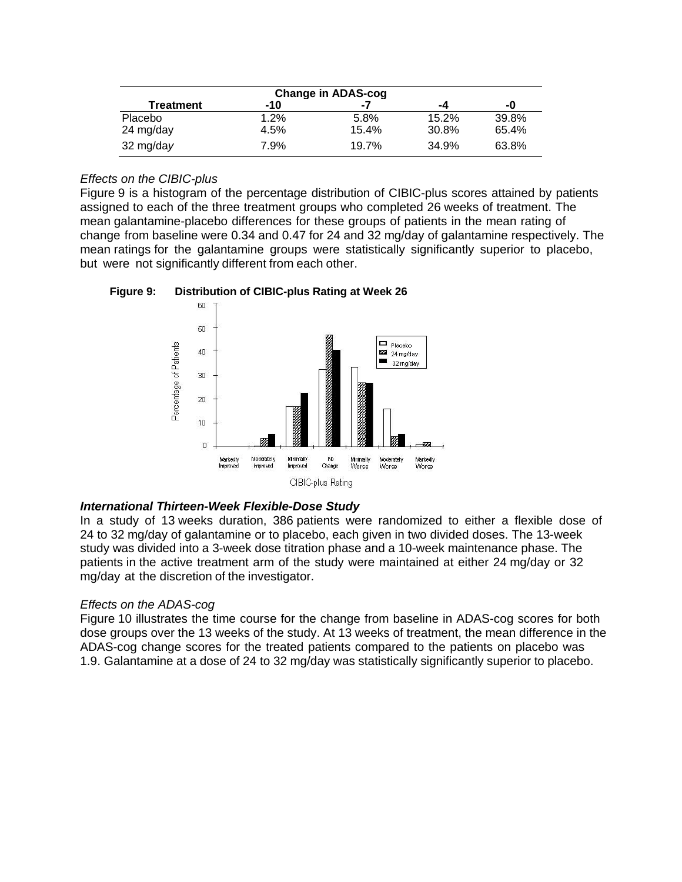| Treatment | Change in ADAS-cog -10 | -7 | -4 | -0 |
|---|---|---|---|---|
| Placebo | 1.2% | 5.8% | 15.2% | 39.8% |
| 24 mg/day | 4.5% | 15.4% | 30.8% | 65.4% |
| 32 mg/day | 7.9% | 19.7% | 34.9% | 63.8% |

*Effects on the CIBIC-plus*

Figure 9 is a histogram of the percentage distribution of CIBIC-plus scores attained by patients assigned to each of the three treatment groups who completed 26 weeks of treatment. The mean galantamine-placebo differences for these groups of patients in the mean rating of change from baseline were 0.34 and 0.47 for 24 and 32 mg/day of galantamine respectively. The mean ratings for the galantamine groups were statistically significantly superior to placebo, but were not significantly different from each other.

**Figure 9: Distribution of CIBIC-plus Rating at Week 26**

### ***International Thirteen-Week Flexible-Dose Study***

In a study of 13 weeks duration, 386 patients were randomized to either a flexible dose of 24 to 32 mg/day of galantamine or to placebo, each given in two divided doses. The 13-week study was divided into a 3-week dose titration phase and a 10-week maintenance phase. The patients in the active treatment arm of the study were maintained at either 24 mg/day or 32 mg/day at the discretion of the investigator.

*Effects on the ADAS-cog*

Figure 10 illustrates the time course for the change from baseline in ADAS-cog scores for both dose groups over the 13 weeks of the study. At 13 weeks of treatment, the mean difference in the ADAS-cog change scores for the treated patients compared to the patients on placebo was 1.9. Galantamine at a dose of 24 to 32 mg/day was statistically significantly superior to placebo.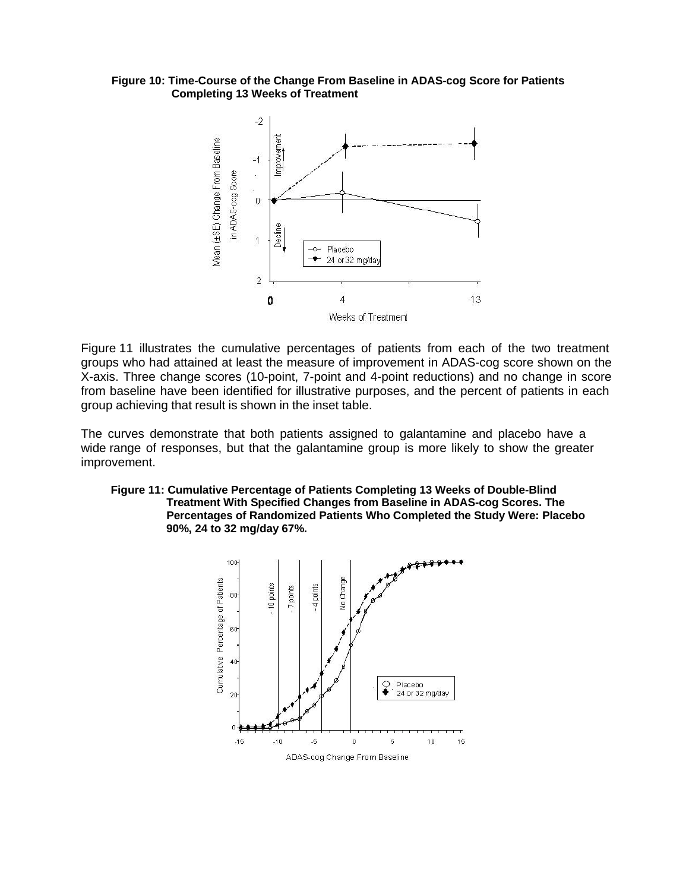**Figure 10: Time-Course of the Change From Baseline in ADAS-cog Score for Patients Completing 13 Weeks of Treatment**

Figure 11 illustrates the cumulative percentages of patients from each of the two treatment groups who had attained at least the measure of improvement in ADAS-cog score shown on the X-axis. Three change scores (10-point, 7-point and 4-point reductions) and no change in score from baseline have been identified for illustrative purposes, and the percent of patients in each group achieving that result is shown in the inset table.

The curves demonstrate that both patients assigned to galantamine and placebo have a wide range of responses, but that the galantamine group is more likely to show the greater improvement.

**Figure 11: Cumulative Percentage of Patients Completing 13 Weeks of Double-Blind Treatment With Specified Changes from Baseline in ADAS-cog Scores. The Percentages of Randomized Patients Who Completed the Study Were: Placebo 90%, 24 to 32 mg/day 67%.**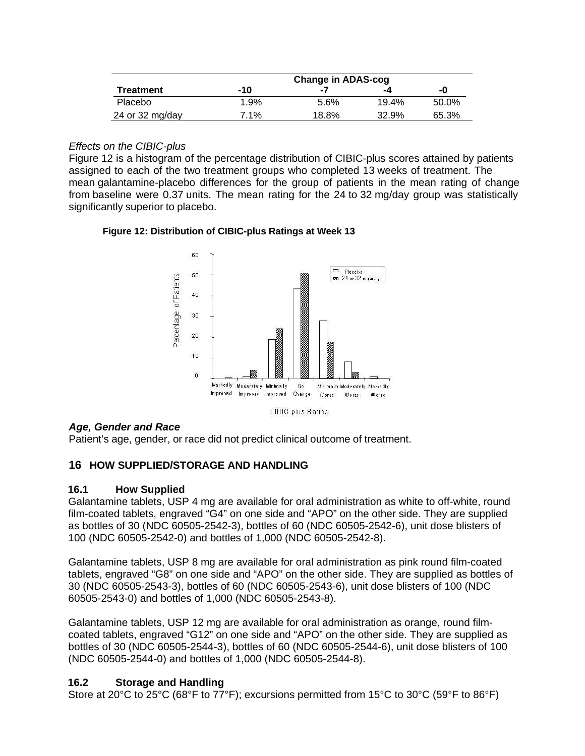| | Change in ADAS-cog | | | |
|---|---|---|---|---|
| **Treatment** | **-10** | **-7** | **-4** | **-0** |
| Placebo | 1.9% | 5.6% | 19.4% | 50.0% |
| 24 or 32 mg/day | 7.1% | 18.8% | 32.9% | 65.3% |

*Effects on the CIBIC-plus*

Figure 12 is a histogram of the percentage distribution of CIBIC-plus scores attained by patients assigned to each of the two treatment groups who completed 13 weeks of treatment. The mean galantamine-placebo differences for the group of patients in the mean rating of change from baseline were 0.37 units. The mean rating for the 24 to 32 mg/day group was statistically significantly superior to placebo.

**Figure 12: Distribution of CIBIC-plus Ratings at Week 13**

***Age, Gender and Race***

Patient's age, gender, or race did not predict clinical outcome of treatment.

## 16 HOW SUPPLIED/STORAGE AND HANDLING

### 16.1 How Supplied

Galantamine tablets, USP 4 mg are available for oral administration as white to off-white, round film-coated tablets, engraved "G4" on one side and "APO" on the other side. They are supplied as bottles of 30 (NDC 60505-2542-3), bottles of 60 (NDC 60505-2542-6), unit dose blisters of 100 (NDC 60505-2542-0) and bottles of 1,000 (NDC 60505-2542-8).

Galantamine tablets, USP 8 mg are available for oral administration as pink round film-coated tablets, engraved "G8" on one side and "APO" on the other side. They are supplied as bottles of 30 (NDC 60505-2543-3), bottles of 60 (NDC 60505-2543-6), unit dose blisters of 100 (NDC 60505-2543-0) and bottles of 1,000 (NDC 60505-2543-8).

Galantamine tablets, USP 12 mg are available for oral administration as orange, round film-coated tablets, engraved "G12" on one side and "APO" on the other side. They are supplied as bottles of 30 (NDC 60505-2544-3), bottles of 60 (NDC 60505-2544-6), unit dose blisters of 100 (NDC 60505-2544-0) and bottles of 1,000 (NDC 60505-2544-8).

### 16.2 Storage and Handling

Store at 20°C to 25°C (68°F to 77°F); excursions permitted from 15°C to 30°C (59°F to 86°F)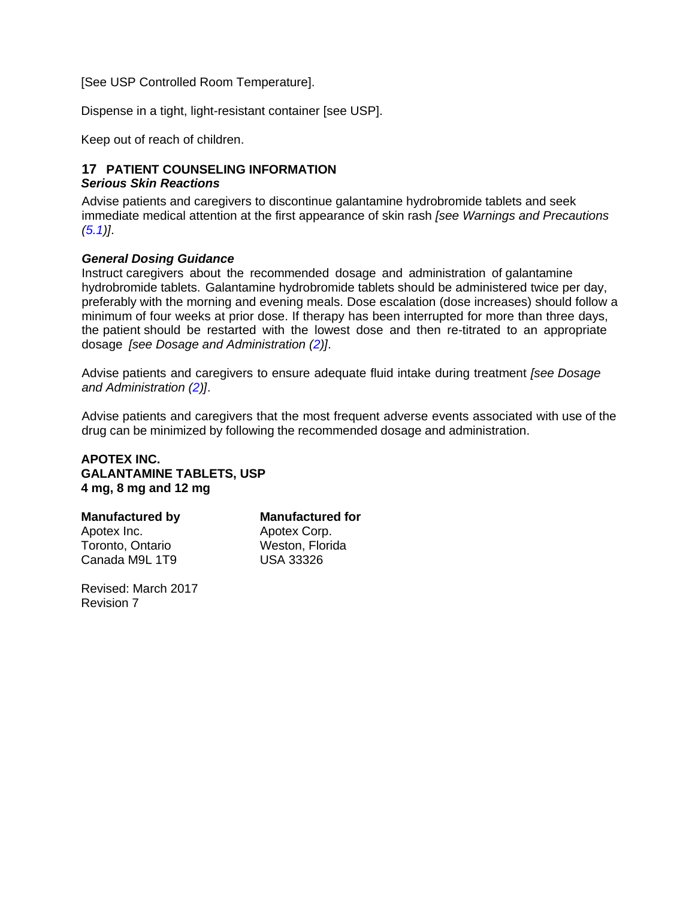[See USP Controlled Room Temperature].

Dispense in a tight, light-resistant container [see USP].

Keep out of reach of children.

## 17 PATIENT COUNSELING INFORMATION

***Serious Skin Reactions***

Advise patients and caregivers to discontinue galantamine hydrobromide tablets and seek immediate medical attention at the first appearance of skin rash *[see Warnings and Precautions (5.1)]*.

***General Dosing Guidance***

Instruct caregivers about the recommended dosage and administration of galantamine hydrobromide tablets. Galantamine hydrobromide tablets should be administered twice per day, preferably with the morning and evening meals. Dose escalation (dose increases) should follow a minimum of four weeks at prior dose. If therapy has been interrupted for more than three days, the patient should be restarted with the lowest dose and then re-titrated to an appropriate dosage *[see Dosage and Administration (2)]*.

Advise patients and caregivers to ensure adequate fluid intake during treatment *[see Dosage and Administration (2)]*.

Advise patients and caregivers that the most frequent adverse events associated with use of the drug can be minimized by following the recommended dosage and administration.

**APOTEX INC.**
**GALANTAMINE TABLETS, USP**
**4 mg, 8 mg and 12 mg**

**Manufactured by**
Apotex Inc.
Toronto, Ontario
Canada M9L 1T9

**Manufactured for**
Apotex Corp.
Weston, Florida
USA 33326

Revised: March 2017
Revision 7